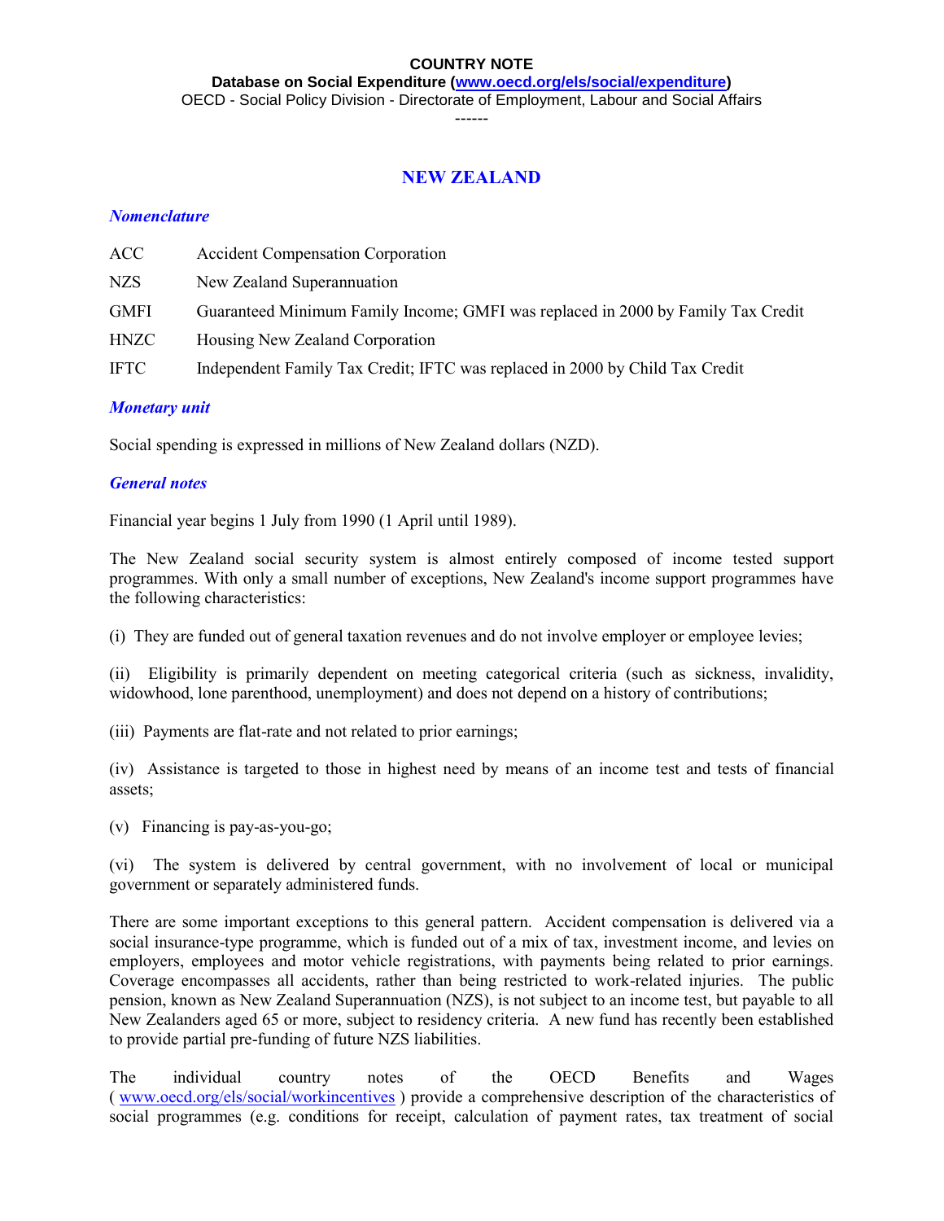**COUNTRY NOTE**

**Database on Social Expenditure ([www.oecd.org/els/social/expenditure](www.oecd.org/els/social/expenditure))**

OECD - Social Policy Division - Directorate of Employment, Labour and Social Affairs

------

# NEW ZEALAND

### *Nomenclature*

| | |
|---|---|
| ACC | Accident Compensation Corporation |
| NZS | New Zealand Superannuation |
| GMFI | Guaranteed Minimum Family Income; GMFI was replaced in 2000 by Family Tax Credit |
| HNZC | Housing New Zealand Corporation |
| IFTC | Independent Family Tax Credit; IFTC was replaced in 2000 by Child Tax Credit |

### *Monetary unit*

Social spending is expressed in millions of New Zealand dollars (NZD).

### *General notes*

Financial year begins 1 July from 1990 (1 April until 1989).

The New Zealand social security system is almost entirely composed of income tested support programmes. With only a small number of exceptions, New Zealand's income support programmes have the following characteristics:

(i) They are funded out of general taxation revenues and do not involve employer or employee levies;

(ii) Eligibility is primarily dependent on meeting categorical criteria (such as sickness, invalidity, widowhood, lone parenthood, unemployment) and does not depend on a history of contributions;

(iii) Payments are flat-rate and not related to prior earnings;

(iv) Assistance is targeted to those in highest need by means of an income test and tests of financial assets;

(v) Financing is pay-as-you-go;

(vi) The system is delivered by central government, with no involvement of local or municipal government or separately administered funds.

There are some important exceptions to this general pattern. Accident compensation is delivered via a social insurance-type programme, which is funded out of a mix of tax, investment income, and levies on employers, employees and motor vehicle registrations, with payments being related to prior earnings. Coverage encompasses all accidents, rather than being restricted to work-related injuries. The public pension, known as New Zealand Superannuation (NZS), is not subject to an income test, but payable to all New Zealanders aged 65 or more, subject to residency criteria. A new fund has recently been established to provide partial pre-funding of future NZS liabilities.

The individual country notes of the OECD Benefits and Wages ( [www.oecd.org/els/social/workincentives](www.oecd.org/els/social/workincentives) ) provide a comprehensive description of the characteristics of social programmes (e.g. conditions for receipt, calculation of payment rates, tax treatment of social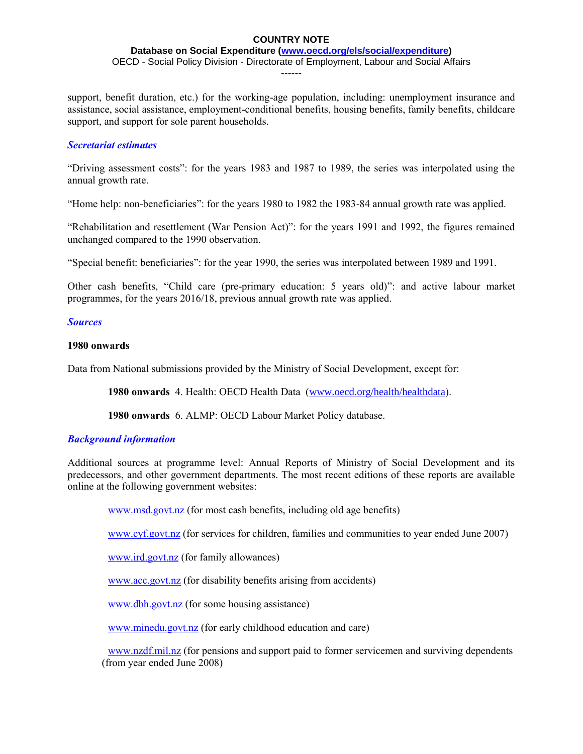support, benefit duration, etc.) for the working-age population, including: unemployment insurance and assistance, social assistance, employment-conditional benefits, housing benefits, family benefits, childcare support, and support for sole parent households.

### *Secretariat estimates*

"Driving assessment costs": for the years 1983 and 1987 to 1989, the series was interpolated using the annual growth rate.

"Home help: non-beneficiaries": for the years 1980 to 1982 the 1983-84 annual growth rate was applied.

"Rehabilitation and resettlement (War Pension Act)": for the years 1991 and 1992, the figures remained unchanged compared to the 1990 observation.

"Special benefit: beneficiaries": for the year 1990, the series was interpolated between 1989 and 1991.

Other cash benefits, "Child care (pre-primary education: 5 years old)": and active labour market programmes, for the years 2016/18, previous annual growth rate was applied.

### *Sources*

**1980 onwards**

Data from National submissions provided by the Ministry of Social Development, except for:

> **1980 onwards** 4. Health: OECD Health Data (www.oecd.org/health/healthdata).
>
> **1980 onwards** 6. ALMP: OECD Labour Market Policy database.

### *Background information*

Additional sources at programme level: Annual Reports of Ministry of Social Development and its predecessors, and other government departments. The most recent editions of these reports are available online at the following government websites:

> www.msd.govt.nz (for most cash benefits, including old age benefits)
>
> www.cyf.govt.nz (for services for children, families and communities to year ended June 2007)
>
> www.ird.govt.nz (for family allowances)
>
> www.acc.govt.nz (for disability benefits arising from accidents)
>
> www.dbh.govt.nz (for some housing assistance)
>
> www.minedu.govt.nz (for early childhood education and care)
>
> www.nzdf.mil.nz (for pensions and support paid to former servicemen and surviving dependents (from year ended June 2008)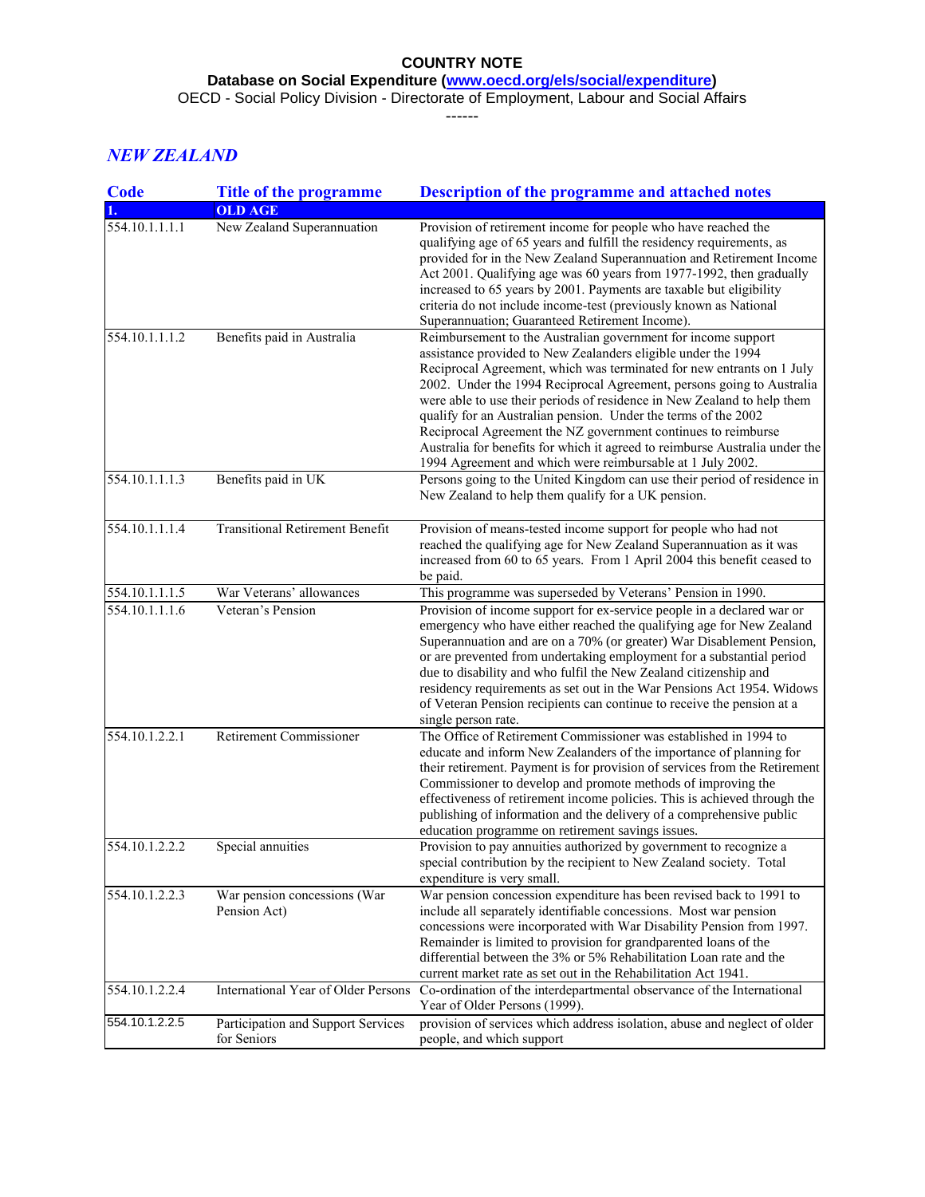**COUNTRY NOTE**

**Database on Social Expenditure ([www.oecd.org/els/social/expenditure](www.oecd.org/els/social/expenditure))**

OECD - Social Policy Division - Directorate of Employment, Labour and Social Affairs

------

## *NEW ZEALAND*

| Code | Title of the programme | Description of the programme and attached notes |
|---|---|---|
| **1.** | **OLD AGE** | |
| 554.10.1.1.1.1 | New Zealand Superannuation | Provision of retirement income for people who have reached the qualifying age of 65 years and fulfill the residency requirements, as provided for in the New Zealand Superannuation and Retirement Income Act 2001. Qualifying age was 60 years from 1977-1992, then gradually increased to 65 years by 2001. Payments are taxable but eligibility criteria do not include income-test (previously known as National Superannuation; Guaranteed Retirement Income). |
| 554.10.1.1.1.2 | Benefits paid in Australia | Reimbursement to the Australian government for income support assistance provided to New Zealanders eligible under the 1994 Reciprocal Agreement, which was terminated for new entrants on 1 July 2002. Under the 1994 Reciprocal Agreement, persons going to Australia were able to use their periods of residence in New Zealand to help them qualify for an Australian pension. Under the terms of the 2002 Reciprocal Agreement the NZ government continues to reimburse Australia for benefits for which it agreed to reimburse Australia under the 1994 Agreement and which were reimbursable at 1 July 2002. |
| 554.10.1.1.1.3 | Benefits paid in UK | Persons going to the United Kingdom can use their period of residence in New Zealand to help them qualify for a UK pension. |
| 554.10.1.1.1.4 | Transitional Retirement Benefit | Provision of means-tested income support for people who had not reached the qualifying age for New Zealand Superannuation as it was increased from 60 to 65 years. From 1 April 2004 this benefit ceased to be paid. |
| 554.10.1.1.1.5 | War Veterans' allowances | This programme was superseded by Veterans' Pension in 1990. |
| 554.10.1.1.1.6 | Veteran's Pension | Provision of income support for ex-service people in a declared war or emergency who have either reached the qualifying age for New Zealand Superannuation and are on a 70% (or greater) War Disablement Pension, or are prevented from undertaking employment for a substantial period due to disability and who fulfil the New Zealand citizenship and residency requirements as set out in the War Pensions Act 1954. Widows of Veteran Pension recipients can continue to receive the pension at a single person rate. |
| 554.10.1.2.2.1 | Retirement Commissioner | The Office of Retirement Commissioner was established in 1994 to educate and inform New Zealanders of the importance of planning for their retirement. Payment is for provision of services from the Retirement Commissioner to develop and promote methods of improving the effectiveness of retirement income policies. This is achieved through the publishing of information and the delivery of a comprehensive public education programme on retirement savings issues. |
| 554.10.1.2.2.2 | Special annuities | Provision to pay annuities authorized by government to recognize a special contribution by the recipient to New Zealand society. Total expenditure is very small. |
| 554.10.1.2.2.3 | War pension concessions (War Pension Act) | War pension concession expenditure has been revised back to 1991 to include all separately identifiable concessions. Most war pension concessions were incorporated with War Disability Pension from 1997. Remainder is limited to provision for grandparented loans of the differential between the 3% or 5% Rehabilitation Loan rate and the current market rate as set out in the Rehabilitation Act 1941. |
| 554.10.1.2.2.4 | International Year of Older Persons | Co-ordination of the interdepartmental observance of the International Year of Older Persons (1999). |
| 554.10.1.2.2.5 | Participation and Support Services for Seniors | provision of services which address isolation, abuse and neglect of older people, and which support |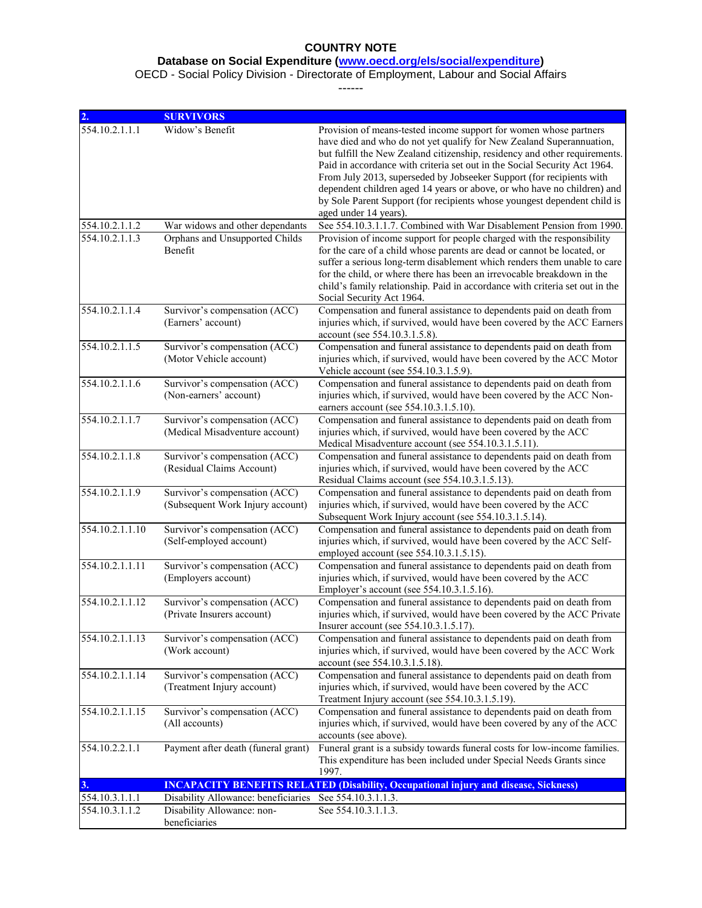**COUNTRY NOTE**

**Database on Social Expenditure (www.oecd.org/els/social/expenditure)**

OECD - Social Policy Division - Directorate of Employment, Labour and Social Affairs

------

| | | |
|---|---|---|
| **2.** | **SURVIVORS** | |
| 554.10.2.1.1.1 | Widow's Benefit | Provision of means-tested income support for women whose partners have died and who do not yet qualify for New Zealand Superannuation, but fulfill the New Zealand citizenship, residency and other requirements. Paid in accordance with criteria set out in the Social Security Act 1964. From July 2013, superseded by Jobseeker Support (for recipients with dependent children aged 14 years or above, or who have no children) and by Sole Parent Support (for recipients whose youngest dependent child is aged under 14 years). |
| 554.10.2.1.1.2 | War widows and other dependants | See 554.10.3.1.1.7. Combined with War Disablement Pension from 1990. |
| 554.10.2.1.1.3 | Orphans and Unsupported Childs Benefit | Provision of income support for people charged with the responsibility for the care of a child whose parents are dead or cannot be located, or suffer a serious long-term disablement which renders them unable to care for the child, or where there has been an irrevocable breakdown in the child's family relationship. Paid in accordance with criteria set out in the Social Security Act 1964. |
| 554.10.2.1.1.4 | Survivor's compensation (ACC) (Earners' account) | Compensation and funeral assistance to dependents paid on death from injuries which, if survived, would have been covered by the ACC Earners account (see 554.10.3.1.5.8). |
| 554.10.2.1.1.5 | Survivor's compensation (ACC) (Motor Vehicle account) | Compensation and funeral assistance to dependents paid on death from injuries which, if survived, would have been covered by the ACC Motor Vehicle account (see 554.10.3.1.5.9). |
| 554.10.2.1.1.6 | Survivor's compensation (ACC) (Non-earners' account) | Compensation and funeral assistance to dependents paid on death from injuries which, if survived, would have been covered by the ACC Non-earners account (see 554.10.3.1.5.10). |
| 554.10.2.1.1.7 | Survivor's compensation (ACC) (Medical Misadventure account) | Compensation and funeral assistance to dependents paid on death from injuries which, if survived, would have been covered by the ACC Medical Misadventure account (see 554.10.3.1.5.11). |
| 554.10.2.1.1.8 | Survivor's compensation (ACC) (Residual Claims Account) | Compensation and funeral assistance to dependents paid on death from injuries which, if survived, would have been covered by the ACC Residual Claims account (see 554.10.3.1.5.13). |
| 554.10.2.1.1.9 | Survivor's compensation (ACC) (Subsequent Work Injury account) | Compensation and funeral assistance to dependents paid on death from injuries which, if survived, would have been covered by the ACC Subsequent Work Injury account (see 554.10.3.1.5.14). |
| 554.10.2.1.1.10 | Survivor's compensation (ACC) (Self-employed account) | Compensation and funeral assistance to dependents paid on death from injuries which, if survived, would have been covered by the ACC Self-employed account (see 554.10.3.1.5.15). |
| 554.10.2.1.1.11 | Survivor's compensation (ACC) (Employers account) | Compensation and funeral assistance to dependents paid on death from injuries which, if survived, would have been covered by the ACC Employer's account (see 554.10.3.1.5.16). |
| 554.10.2.1.1.12 | Survivor's compensation (ACC) (Private Insurers account) | Compensation and funeral assistance to dependents paid on death from injuries which, if survived, would have been covered by the ACC Private Insurer account (see 554.10.3.1.5.17). |
| 554.10.2.1.1.13 | Survivor's compensation (ACC) (Work account) | Compensation and funeral assistance to dependents paid on death from injuries which, if survived, would have been covered by the ACC Work account (see 554.10.3.1.5.18). |
| 554.10.2.1.1.14 | Survivor's compensation (ACC) (Treatment Injury account) | Compensation and funeral assistance to dependents paid on death from injuries which, if survived, would have been covered by the ACC Treatment Injury account (see 554.10.3.1.5.19). |
| 554.10.2.1.1.15 | Survivor's compensation (ACC) (All accounts) | Compensation and funeral assistance to dependents paid on death from injuries which, if survived, would have been covered by any of the ACC accounts (see above). |
| 554.10.2.2.1.1 | Payment after death (funeral grant) | Funeral grant is a subsidy towards funeral costs for low-income families. This expenditure has been included under Special Needs Grants since 1997. |
| **3.** | **INCAPACITY BENEFITS RELATED (Disability, Occupational injury and disease, Sickness)** | |
| 554.10.3.1.1.1 | Disability Allowance: beneficiaries | See 554.10.3.1.1.3. |
| 554.10.3.1.1.2 | Disability Allowance: non-beneficiaries | See 554.10.3.1.1.3. |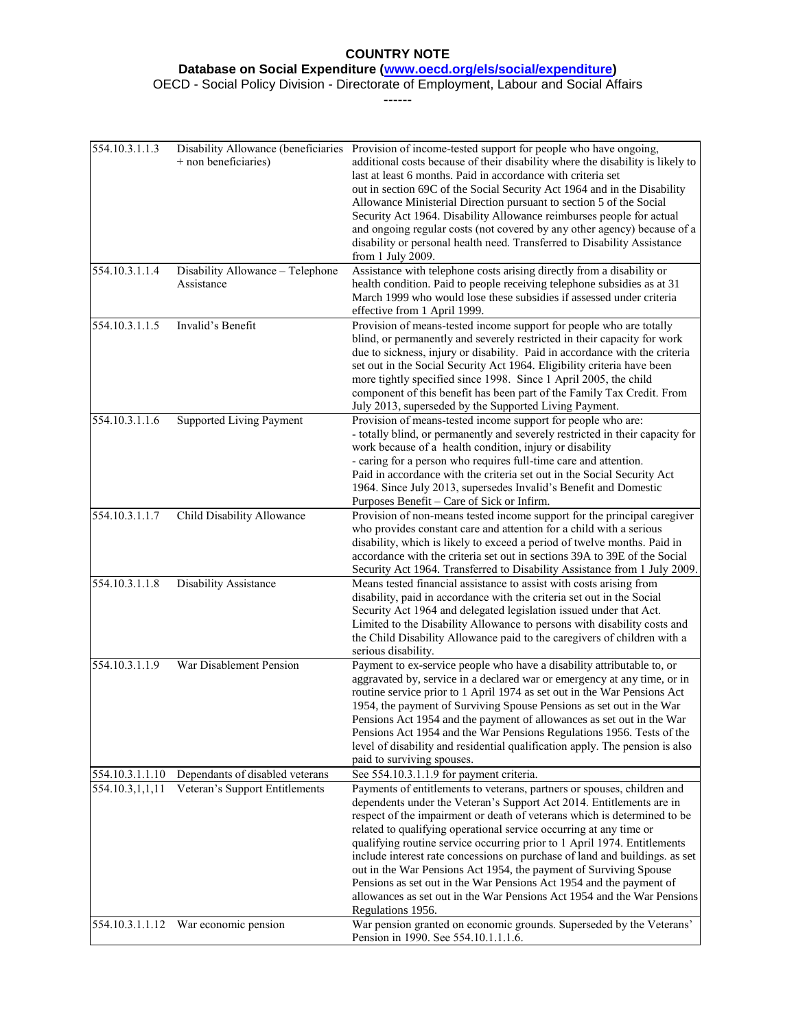| | | |
|---|---|---|
| 554.10.3.1.1.3 | Disability Allowance (beneficiaries + non beneficiaries) | Provision of income-tested support for people who have ongoing, additional costs because of their disability where the disability is likely to last at least 6 months. Paid in accordance with criteria set out in section 69C of the Social Security Act 1964 and in the Disability Allowance Ministerial Direction pursuant to section 5 of the Social Security Act 1964. Disability Allowance reimburses people for actual and ongoing regular costs (not covered by any other agency) because of a disability or personal health need. Transferred to Disability Assistance from 1 July 2009. |
| 554.10.3.1.1.4 | Disability Allowance – Telephone Assistance | Assistance with telephone costs arising directly from a disability or health condition. Paid to people receiving telephone subsidies as at 31 March 1999 who would lose these subsidies if assessed under criteria effective from 1 April 1999. |
| 554.10.3.1.1.5 | Invalid's Benefit | Provision of means-tested income support for people who are totally blind, or permanently and severely restricted in their capacity for work due to sickness, injury or disability. Paid in accordance with the criteria set out in the Social Security Act 1964. Eligibility criteria have been more tightly specified since 1998. Since 1 April 2005, the child component of this benefit has been part of the Family Tax Credit. From July 2013, superseded by the Supported Living Payment. |
| 554.10.3.1.1.6 | Supported Living Payment | Provision of means-tested income support for people who are:<br>- totally blind, or permanently and severely restricted in their capacity for work because of a health condition, injury or disability<br>- caring for a person who requires full-time care and attention.<br>Paid in accordance with the criteria set out in the Social Security Act 1964. Since July 2013, supersedes Invalid's Benefit and Domestic Purposes Benefit – Care of Sick or Infirm. |
| 554.10.3.1.1.7 | Child Disability Allowance | Provision of non-means tested income support for the principal caregiver who provides constant care and attention for a child with a serious disability, which is likely to exceed a period of twelve months. Paid in accordance with the criteria set out in sections 39A to 39E of the Social Security Act 1964. Transferred to Disability Assistance from 1 July 2009. |
| 554.10.3.1.1.8 | Disability Assistance | Means tested financial assistance to assist with costs arising from disability, paid in accordance with the criteria set out in the Social Security Act 1964 and delegated legislation issued under that Act. Limited to the Disability Allowance to persons with disability costs and the Child Disability Allowance paid to the caregivers of children with a serious disability. |
| 554.10.3.1.1.9 | War Disablement Pension | Payment to ex-service people who have a disability attributable to, or aggravated by, service in a declared war or emergency at any time, or in routine service prior to 1 April 1974 as set out in the War Pensions Act 1954, the payment of Surviving Spouse Pensions as set out in the War Pensions Act 1954 and the payment of allowances as set out in the War Pensions Act 1954 and the War Pensions Regulations 1956. Tests of the level of disability and residential qualification apply. The pension is also paid to surviving spouses. |
| 554.10.3.1.1.10 | Dependants of disabled veterans | See 554.10.3.1.1.9 for payment criteria. |
| 554.10.3,1,1,11 | Veteran's Support Entitlements | Payments of entitlements to veterans, partners or spouses, children and dependents under the Veteran's Support Act 2014. Entitlements are in respect of the impairment or death of veterans which is determined to be related to qualifying operational service occurring at any time or qualifying routine service occurring prior to 1 April 1974. Entitlements include interest rate concessions on purchase of land and buildings. as set out in the War Pensions Act 1954, the payment of Surviving Spouse Pensions as set out in the War Pensions Act 1954 and the payment of allowances as set out in the War Pensions Act 1954 and the War Pensions Regulations 1956. |
| 554.10.3.1.1.12 | War economic pension | War pension granted on economic grounds. Superseded by the Veterans' Pension in 1990. See 554.10.1.1.1.6. |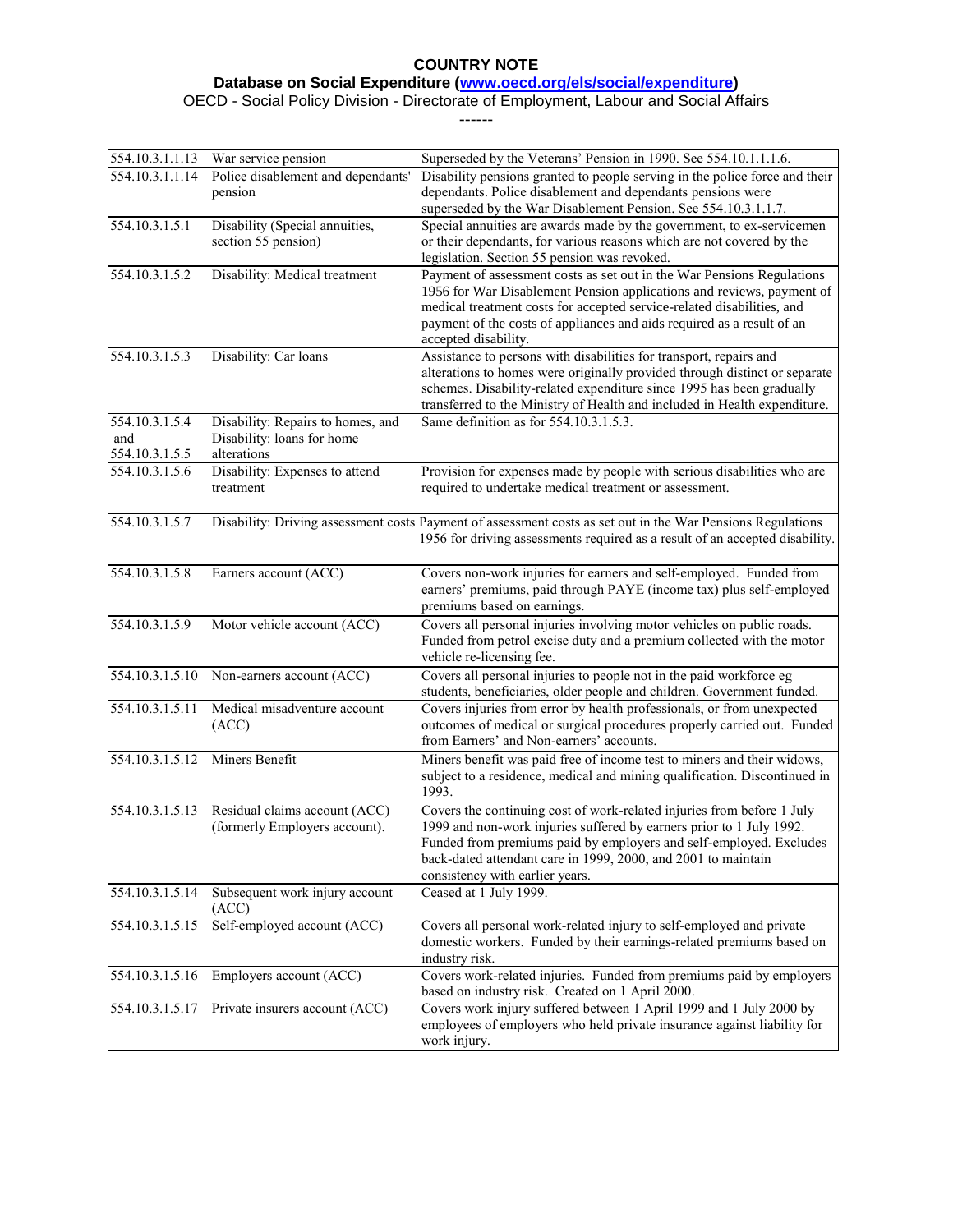**COUNTRY NOTE**

**Database on Social Expenditure (www.oecd.org/els/social/expenditure)**

OECD - Social Policy Division - Directorate of Employment, Labour and Social Affairs

------

| | | |
|---|---|---|
| 554.10.3.1.1.13 | War service pension | Superseded by the Veterans' Pension in 1990. See 554.10.1.1.1.6. |
| 554.10.3.1.1.14 | Police disablement and dependants' pension | Disability pensions granted to people serving in the police force and their dependants. Police disablement and dependants pensions were superseded by the War Disablement Pension. See 554.10.3.1.1.7. |
| 554.10.3.1.5.1 | Disability (Special annuities, section 55 pension) | Special annuities are awards made by the government, to ex-servicemen or their dependants, for various reasons which are not covered by the legislation. Section 55 pension was revoked. |
| 554.10.3.1.5.2 | Disability: Medical treatment | Payment of assessment costs as set out in the War Pensions Regulations 1956 for War Disablement Pension applications and reviews, payment of medical treatment costs for accepted service-related disabilities, and payment of the costs of appliances and aids required as a result of an accepted disability. |
| 554.10.3.1.5.3 | Disability: Car loans | Assistance to persons with disabilities for transport, repairs and alterations to homes were originally provided through distinct or separate schemes. Disability-related expenditure since 1995 has been gradually transferred to the Ministry of Health and included in Health expenditure. |
| 554.10.3.1.5.4 and 554.10.3.1.5.5 | Disability: Repairs to homes, and Disability: loans for home alterations | Same definition as for 554.10.3.1.5.3. |
| 554.10.3.1.5.6 | Disability: Expenses to attend treatment | Provision for expenses made by people with serious disabilities who are required to undertake medical treatment or assessment. |
| 554.10.3.1.5.7 | Disability: Driving assessment costs | Payment of assessment costs as set out in the War Pensions Regulations 1956 for driving assessments required as a result of an accepted disability. |
| 554.10.3.1.5.8 | Earners account (ACC) | Covers non-work injuries for earners and self-employed. Funded from earners' premiums, paid through PAYE (income tax) plus self-employed premiums based on earnings. |
| 554.10.3.1.5.9 | Motor vehicle account (ACC) | Covers all personal injuries involving motor vehicles on public roads. Funded from petrol excise duty and a premium collected with the motor vehicle re-licensing fee. |
| 554.10.3.1.5.10 | Non-earners account (ACC) | Covers all personal injuries to people not in the paid workforce eg students, beneficiaries, older people and children. Government funded. |
| 554.10.3.1.5.11 | Medical misadventure account (ACC) | Covers injuries from error by health professionals, or from unexpected outcomes of medical or surgical procedures properly carried out. Funded from Earners' and Non-earners' accounts. |
| 554.10.3.1.5.12 | Miners Benefit | Miners benefit was paid free of income test to miners and their widows, subject to a residence, medical and mining qualification. Discontinued in 1993. |
| 554.10.3.1.5.13 | Residual claims account (ACC) (formerly Employers account). | Covers the continuing cost of work-related injuries from before 1 July 1999 and non-work injuries suffered by earners prior to 1 July 1992. Funded from premiums paid by employers and self-employed. Excludes back-dated attendant care in 1999, 2000, and 2001 to maintain consistency with earlier years. |
| 554.10.3.1.5.14 | Subsequent work injury account (ACC) | Ceased at 1 July 1999. |
| 554.10.3.1.5.15 | Self-employed account (ACC) | Covers all personal work-related injury to self-employed and private domestic workers. Funded by their earnings-related premiums based on industry risk. |
| 554.10.3.1.5.16 | Employers account (ACC) | Covers work-related injuries. Funded from premiums paid by employers based on industry risk. Created on 1 April 2000. |
| 554.10.3.1.5.17 | Private insurers account (ACC) | Covers work injury suffered between 1 April 1999 and 1 July 2000 by employees of employers who held private insurance against liability for work injury. |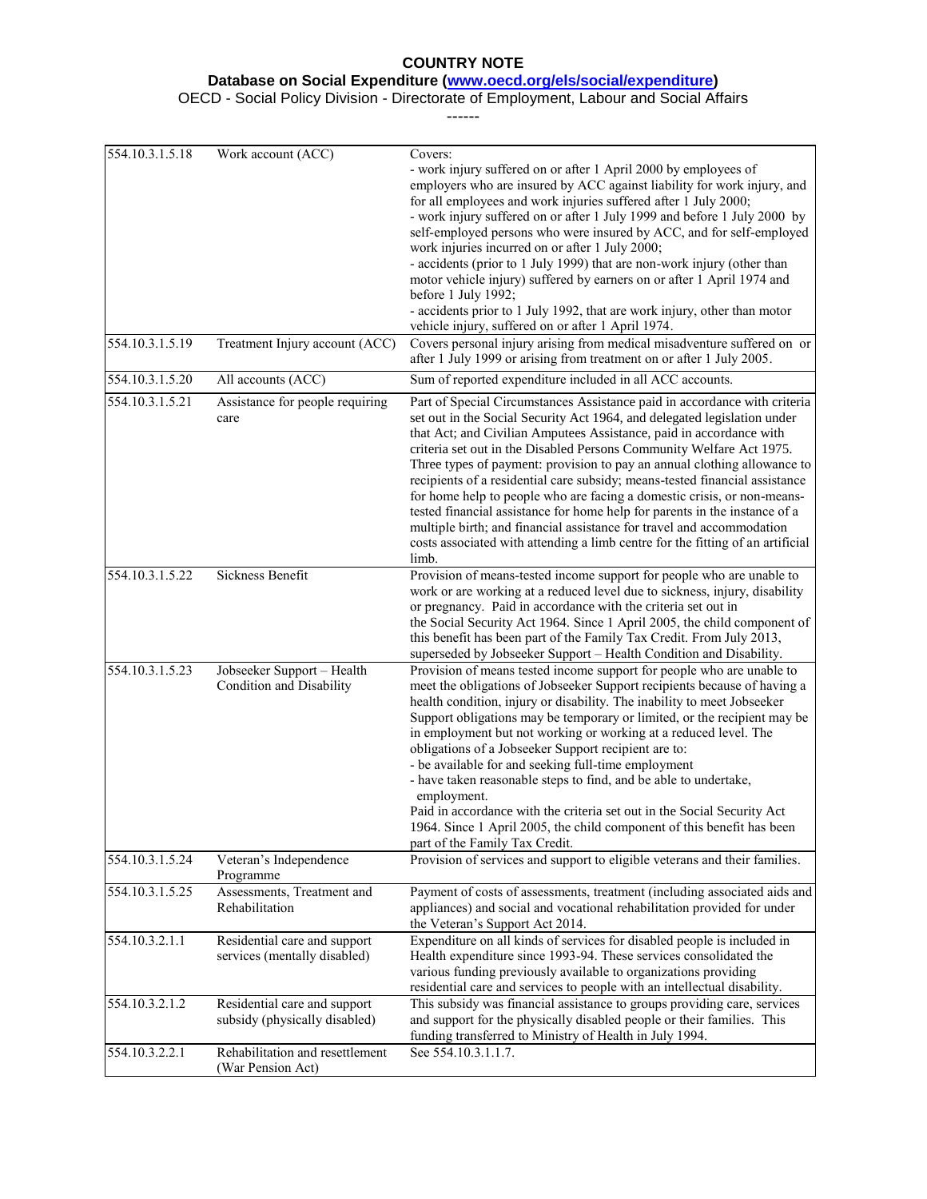| | | |
|---|---|---|
| 554.10.3.1.5.18 | Work account (ACC) | Covers:<br>- work injury suffered on or after 1 April 2000 by employees of employers who are insured by ACC against liability for work injury, and for all employees and work injuries suffered after 1 July 2000;<br>- work injury suffered on or after 1 July 1999 and before 1 July 2000 by self-employed persons who were insured by ACC, and for self-employed work injuries incurred on or after 1 July 2000;<br>- accidents (prior to 1 July 1999) that are non-work injury (other than motor vehicle injury) suffered by earners on or after 1 April 1974 and before 1 July 1992;<br>- accidents prior to 1 July 1992, that are work injury, other than motor vehicle injury, suffered on or after 1 April 1974. |
| 554.10.3.1.5.19 | Treatment Injury account (ACC) | Covers personal injury arising from medical misadventure suffered on or after 1 July 1999 or arising from treatment on or after 1 July 2005. |
| 554.10.3.1.5.20 | All accounts (ACC) | Sum of reported expenditure included in all ACC accounts. |
| 554.10.3.1.5.21 | Assistance for people requiring care | Part of Special Circumstances Assistance paid in accordance with criteria set out in the Social Security Act 1964, and delegated legislation under that Act; and Civilian Amputees Assistance, paid in accordance with criteria set out in the Disabled Persons Community Welfare Act 1975. Three types of payment: provision to pay an annual clothing allowance to recipients of a residential care subsidy; means-tested financial assistance for home help to people who are facing a domestic crisis, or non-means-tested financial assistance for home help for parents in the instance of a multiple birth; and financial assistance for travel and accommodation costs associated with attending a limb centre for the fitting of an artificial limb. |
| 554.10.3.1.5.22 | Sickness Benefit | Provision of means-tested income support for people who are unable to work or are working at a reduced level due to sickness, injury, disability or pregnancy. Paid in accordance with the criteria set out in the Social Security Act 1964. Since 1 April 2005, the child component of this benefit has been part of the Family Tax Credit. From July 2013, superseded by Jobseeker Support – Health Condition and Disability. |
| 554.10.3.1.5.23 | Jobseeker Support – Health Condition and Disability | Provision of means tested income support for people who are unable to meet the obligations of Jobseeker Support recipients because of having a health condition, injury or disability. The inability to meet Jobseeker Support obligations may be temporary or limited, or the recipient may be in employment but not working or working at a reduced level. The obligations of a Jobseeker Support recipient are to:<br>- be available for and seeking full-time employment<br>- have taken reasonable steps to find, and be able to undertake, employment.<br>Paid in accordance with the criteria set out in the Social Security Act 1964. Since 1 April 2005, the child component of this benefit has been part of the Family Tax Credit. |
| 554.10.3.1.5.24 | Veteran's Independence Programme | Provision of services and support to eligible veterans and their families. |
| 554.10.3.1.5.25 | Assessments, Treatment and Rehabilitation | Payment of costs of assessments, treatment (including associated aids and appliances) and social and vocational rehabilitation provided for under the Veteran's Support Act 2014. |
| 554.10.3.2.1.1 | Residential care and support services (mentally disabled) | Expenditure on all kinds of services for disabled people is included in Health expenditure since 1993-94. These services consolidated the various funding previously available to organizations providing residential care and services to people with an intellectual disability. |
| 554.10.3.2.1.2 | Residential care and support subsidy (physically disabled) | This subsidy was financial assistance to groups providing care, services and support for the physically disabled people or their families. This funding transferred to Ministry of Health in July 1994. |
| 554.10.3.2.2.1 | Rehabilitation and resettlement (War Pension Act) | See 554.10.3.1.1.7. |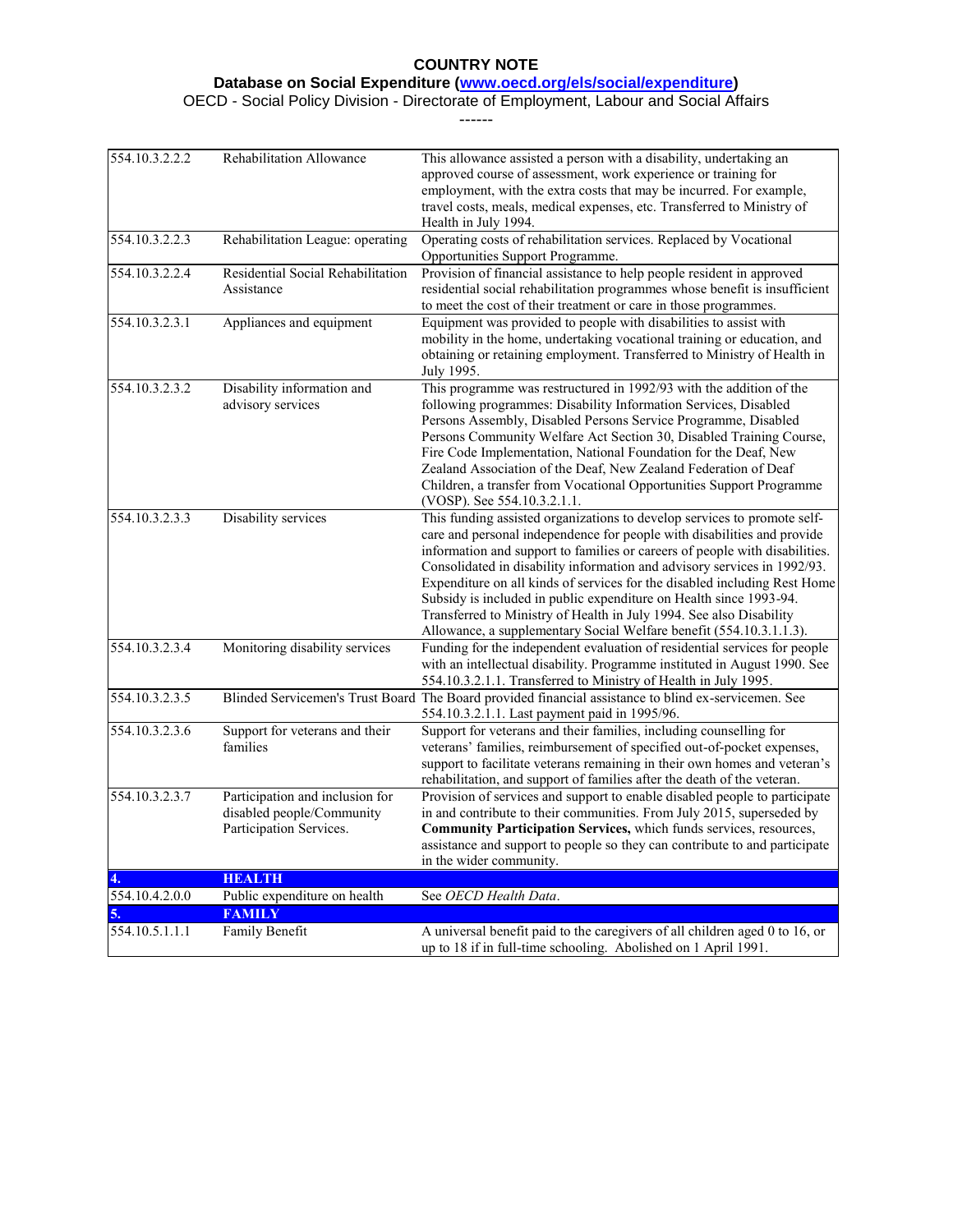| | | |
|---|---|---|
| 554.10.3.2.2.2 | Rehabilitation Allowance | This allowance assisted a person with a disability, undertaking an approved course of assessment, work experience or training for employment, with the extra costs that may be incurred. For example, travel costs, meals, medical expenses, etc. Transferred to Ministry of Health in July 1994. |
| 554.10.3.2.2.3 | Rehabilitation League: operating | Operating costs of rehabilitation services. Replaced by Vocational Opportunities Support Programme. |
| 554.10.3.2.2.4 | Residential Social Rehabilitation Assistance | Provision of financial assistance to help people resident in approved residential social rehabilitation programmes whose benefit is insufficient to meet the cost of their treatment or care in those programmes. |
| 554.10.3.2.3.1 | Appliances and equipment | Equipment was provided to people with disabilities to assist with mobility in the home, undertaking vocational training or education, and obtaining or retaining employment. Transferred to Ministry of Health in July 1995. |
| 554.10.3.2.3.2 | Disability information and advisory services | This programme was restructured in 1992/93 with the addition of the following programmes: Disability Information Services, Disabled Persons Assembly, Disabled Persons Service Programme, Disabled Persons Community Welfare Act Section 30, Disabled Training Course, Fire Code Implementation, National Foundation for the Deaf, New Zealand Association of the Deaf, New Zealand Federation of Deaf Children, a transfer from Vocational Opportunities Support Programme (VOSP). See 554.10.3.2.1.1. |
| 554.10.3.2.3.3 | Disability services | This funding assisted organizations to develop services to promote self-care and personal independence for people with disabilities and provide information and support to families or careers of people with disabilities. Consolidated in disability information and advisory services in 1992/93. Expenditure on all kinds of services for the disabled including Rest Home Subsidy is included in public expenditure on Health since 1993-94. Transferred to Ministry of Health in July 1994. See also Disability Allowance, a supplementary Social Welfare benefit (554.10.3.1.1.3). |
| 554.10.3.2.3.4 | Monitoring disability services | Funding for the independent evaluation of residential services for people with an intellectual disability. Programme instituted in August 1990. See 554.10.3.2.1.1. Transferred to Ministry of Health in July 1995. |
| 554.10.3.2.3.5 | Blinded Servicemen's Trust Board | The Board provided financial assistance to blind ex-servicemen. See 554.10.3.2.1.1. Last payment paid in 1995/96. |
| 554.10.3.2.3.6 | Support for veterans and their families | Support for veterans and their families, including counselling for veterans' families, reimbursement of specified out-of-pocket expenses, support to facilitate veterans remaining in their own homes and veteran's rehabilitation, and support of families after the death of the veteran. |
| 554.10.3.2.3.7 | Participation and inclusion for disabled people/Community Participation Services. | Provision of services and support to enable disabled people to participate in and contribute to their communities. From July 2015, superseded by **Community Participation Services,** which funds services, resources, assistance and support to people so they can contribute to and participate in the wider community. |
| **4.** | **HEALTH** | |
| 554.10.4.2.0.0 | Public expenditure on health | See *OECD Health Data*. |
| **5.** | **FAMILY** | |
| 554.10.5.1.1.1 | Family Benefit | A universal benefit paid to the caregivers of all children aged 0 to 16, or up to 18 if in full-time schooling. Abolished on 1 April 1991. |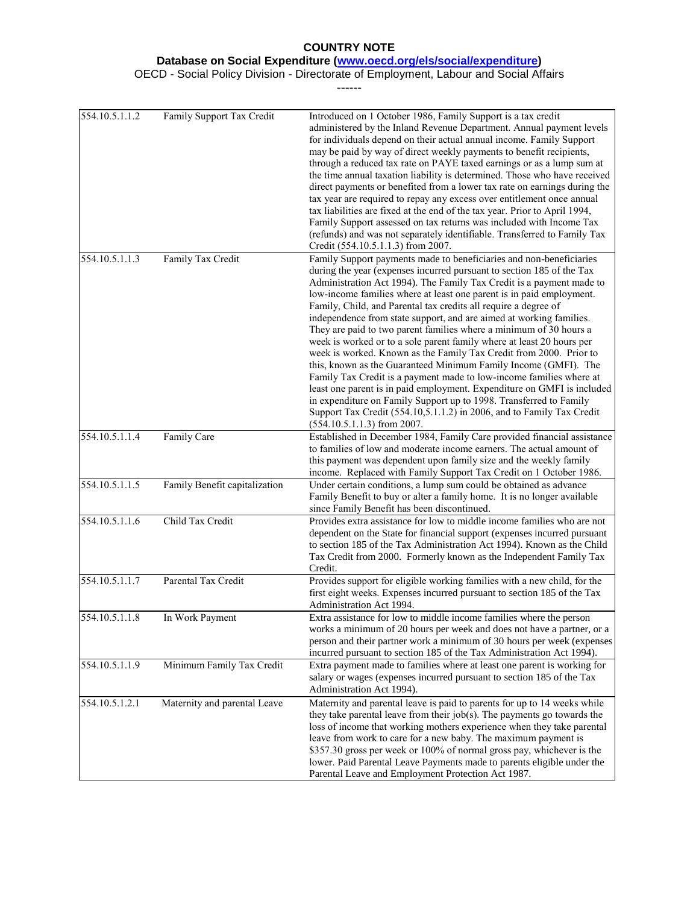| | | |
|---|---|---|
| 554.10.5.1.1.2 | Family Support Tax Credit | Introduced on 1 October 1986, Family Support is a tax credit administered by the Inland Revenue Department. Annual payment levels for individuals depend on their actual annual income. Family Support may be paid by way of direct weekly payments to benefit recipients, through a reduced tax rate on PAYE taxed earnings or as a lump sum at the time annual taxation liability is determined. Those who have received direct payments or benefited from a lower tax rate on earnings during the tax year are required to repay any excess over entitlement once annual tax liabilities are fixed at the end of the tax year. Prior to April 1994, Family Support assessed on tax returns was included with Income Tax (refunds) and was not separately identifiable. Transferred to Family Tax Credit (554.10.5.1.1.3) from 2007. |
| 554.10.5.1.1.3 | Family Tax Credit | Family Support payments made to beneficiaries and non-beneficiaries during the year (expenses incurred pursuant to section 185 of the Tax Administration Act 1994). The Family Tax Credit is a payment made to low-income families where at least one parent is in paid employment. Family, Child, and Parental tax credits all require a degree of independence from state support, and are aimed at working families. They are paid to two parent families where a minimum of 30 hours a week is worked or to a sole parent family where at least 20 hours per week is worked. Known as the Family Tax Credit from 2000. Prior to this, known as the Guaranteed Minimum Family Income (GMFI). The Family Tax Credit is a payment made to low-income families where at least one parent is in paid employment. Expenditure on GMFI is included in expenditure on Family Support up to 1998. Transferred to Family Support Tax Credit (554.10,5.1.1.2) in 2006, and to Family Tax Credit (554.10.5.1.1.3) from 2007. |
| 554.10.5.1.1.4 | Family Care | Established in December 1984, Family Care provided financial assistance to families of low and moderate income earners. The actual amount of this payment was dependent upon family size and the weekly family income. Replaced with Family Support Tax Credit on 1 October 1986. |
| 554.10.5.1.1.5 | Family Benefit capitalization | Under certain conditions, a lump sum could be obtained as advance Family Benefit to buy or alter a family home. It is no longer available since Family Benefit has been discontinued. |
| 554.10.5.1.1.6 | Child Tax Credit | Provides extra assistance for low to middle income families who are not dependent on the State for financial support (expenses incurred pursuant to section 185 of the Tax Administration Act 1994). Known as the Child Tax Credit from 2000. Formerly known as the Independent Family Tax Credit. |
| 554.10.5.1.1.7 | Parental Tax Credit | Provides support for eligible working families with a new child, for the first eight weeks. Expenses incurred pursuant to section 185 of the Tax Administration Act 1994. |
| 554.10.5.1.1.8 | In Work Payment | Extra assistance for low to middle income families where the person works a minimum of 20 hours per week and does not have a partner, or a person and their partner work a minimum of 30 hours per week (expenses incurred pursuant to section 185 of the Tax Administration Act 1994). |
| 554.10.5.1.1.9 | Minimum Family Tax Credit | Extra payment made to families where at least one parent is working for salary or wages (expenses incurred pursuant to section 185 of the Tax Administration Act 1994). |
| 554.10.5.1.2.1 | Maternity and parental Leave | Maternity and parental leave is paid to parents for up to 14 weeks while they take parental leave from their job(s). The payments go towards the loss of income that working mothers experience when they take parental leave from work to care for a new baby. The maximum payment is $357.30 gross per week or 100% of normal gross pay, whichever is the lower. Paid Parental Leave Payments made to parents eligible under the Parental Leave and Employment Protection Act 1987. |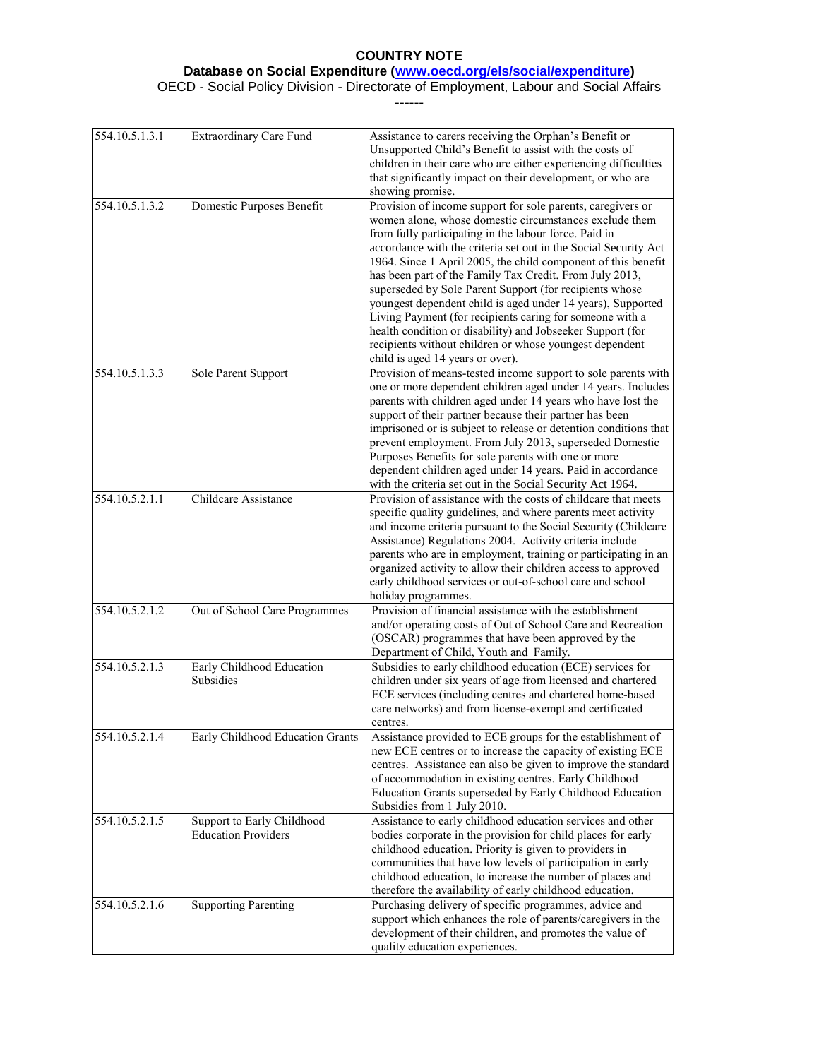| | | |
|---|---|---|
| 554.10.5.1.3.1 | Extraordinary Care Fund | Assistance to carers receiving the Orphan's Benefit or Unsupported Child's Benefit to assist with the costs of children in their care who are either experiencing difficulties that significantly impact on their development, or who are showing promise. |
| 554.10.5.1.3.2 | Domestic Purposes Benefit | Provision of income support for sole parents, caregivers or women alone, whose domestic circumstances exclude them from fully participating in the labour force. Paid in accordance with the criteria set out in the Social Security Act 1964. Since 1 April 2005, the child component of this benefit has been part of the Family Tax Credit. From July 2013, superseded by Sole Parent Support (for recipients whose youngest dependent child is aged under 14 years), Supported Living Payment (for recipients caring for someone with a health condition or disability) and Jobseeker Support (for recipients without children or whose youngest dependent child is aged 14 years or over). |
| 554.10.5.1.3.3 | Sole Parent Support | Provision of means-tested income support to sole parents with one or more dependent children aged under 14 years. Includes parents with children aged under 14 years who have lost the support of their partner because their partner has been imprisoned or is subject to release or detention conditions that prevent employment. From July 2013, superseded Domestic Purposes Benefits for sole parents with one or more dependent children aged under 14 years. Paid in accordance with the criteria set out in the Social Security Act 1964. |
| 554.10.5.2.1.1 | Childcare Assistance | Provision of assistance with the costs of childcare that meets specific quality guidelines, and where parents meet activity and income criteria pursuant to the Social Security (Childcare Assistance) Regulations 2004. Activity criteria include parents who are in employment, training or participating in an organized activity to allow their children access to approved early childhood services or out-of-school care and school holiday programmes. |
| 554.10.5.2.1.2 | Out of School Care Programmes | Provision of financial assistance with the establishment and/or operating costs of Out of School Care and Recreation (OSCAR) programmes that have been approved by the Department of Child, Youth and Family. |
| 554.10.5.2.1.3 | Early Childhood Education Subsidies | Subsidies to early childhood education (ECE) services for children under six years of age from licensed and chartered ECE services (including centres and chartered home-based care networks) and from license-exempt and certificated centres. |
| 554.10.5.2.1.4 | Early Childhood Education Grants | Assistance provided to ECE groups for the establishment of new ECE centres or to increase the capacity of existing ECE centres. Assistance can also be given to improve the standard of accommodation in existing centres. Early Childhood Education Grants superseded by Early Childhood Education Subsidies from 1 July 2010. |
| 554.10.5.2.1.5 | Support to Early Childhood Education Providers | Assistance to early childhood education services and other bodies corporate in the provision for child places for early childhood education. Priority is given to providers in communities that have low levels of participation in early childhood education, to increase the number of places and therefore the availability of early childhood education. |
| 554.10.5.2.1.6 | Supporting Parenting | Purchasing delivery of specific programmes, advice and support which enhances the role of parents/caregivers in the development of their children, and promotes the value of quality education experiences. |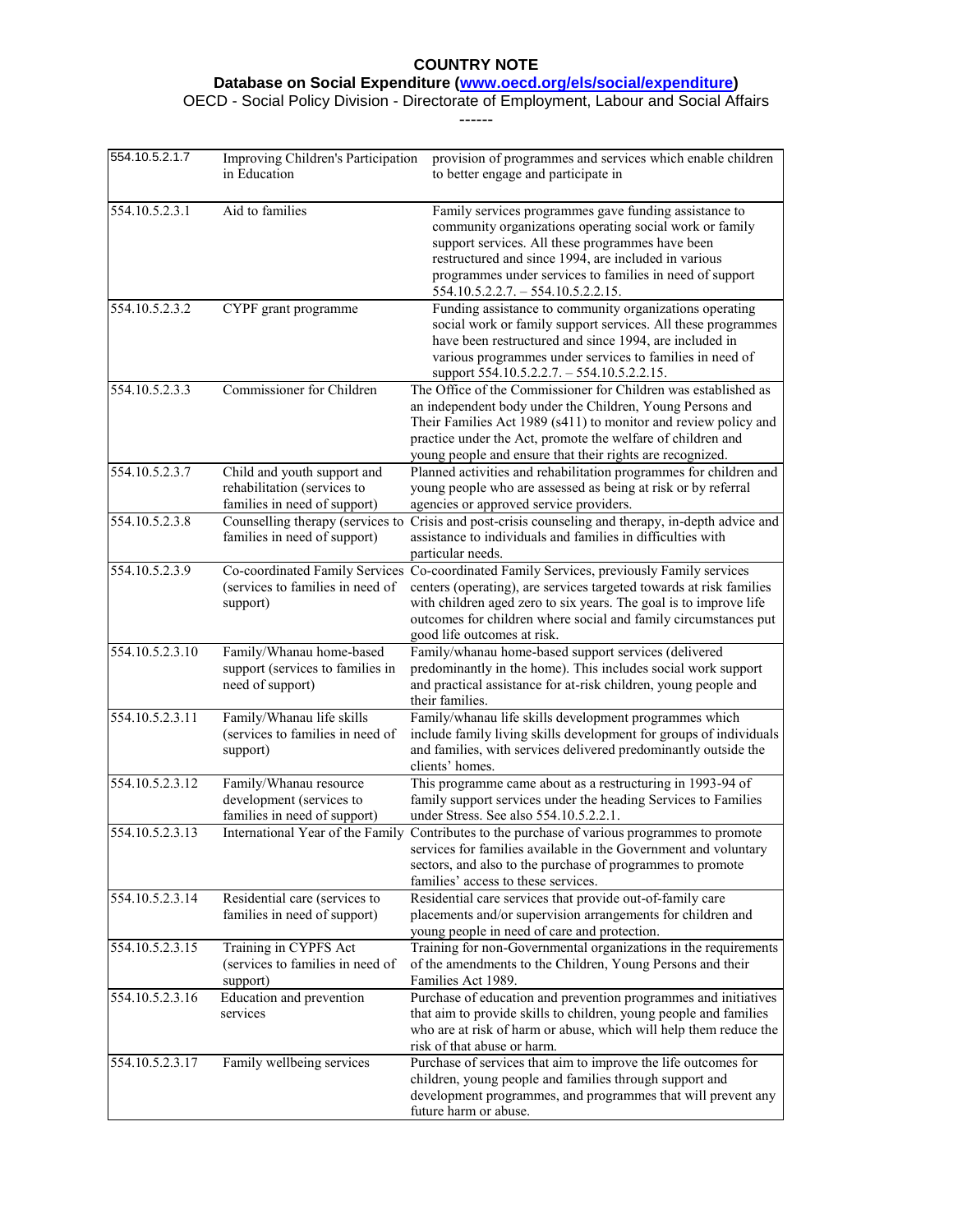# COUNTRY NOTE

**Database on Social Expenditure (www.oecd.org/els/social/expenditure)**

OECD - Social Policy Division - Directorate of Employment, Labour and Social Affairs

------

| | | |
|---|---|---|
| 554.10.5.2.1.7 | Improving Children's Participation in Education | provision of programmes and services which enable children to better engage and participate in |
| 554.10.5.2.3.1 | Aid to families | Family services programmes gave funding assistance to community organizations operating social work or family support services. All these programmes have been restructured and since 1994, are included in various programmes under services to families in need of support 554.10.5.2.2.7. – 554.10.5.2.2.15. |
| 554.10.5.2.3.2 | CYPF grant programme | Funding assistance to community organizations operating social work or family support services. All these programmes have been restructured and since 1994, are included in various programmes under services to families in need of support 554.10.5.2.2.7. – 554.10.5.2.2.15. |
| 554.10.5.2.3.3 | Commissioner for Children | The Office of the Commissioner for Children was established as an independent body under the Children, Young Persons and Their Families Act 1989 (s411) to monitor and review policy and practice under the Act, promote the welfare of children and young people and ensure that their rights are recognized. |
| 554.10.5.2.3.7 | Child and youth support and rehabilitation (services to families in need of support) | Planned activities and rehabilitation programmes for children and young people who are assessed as being at risk or by referral agencies or approved service providers. |
| 554.10.5.2.3.8 | Counselling therapy (services to families in need of support) | Crisis and post-crisis counseling and therapy, in-depth advice and assistance to individuals and families in difficulties with particular needs. |
| 554.10.5.2.3.9 | Co-coordinated Family Services (services to families in need of support) | Co-coordinated Family Services, previously Family services centers (operating), are services targeted towards at risk families with children aged zero to six years. The goal is to improve life outcomes for children where social and family circumstances put good life outcomes at risk. |
| 554.10.5.2.3.10 | Family/Whanau home-based support (services to families in need of support) | Family/whanau home-based support services (delivered predominantly in the home). This includes social work support and practical assistance for at-risk children, young people and their families. |
| 554.10.5.2.3.11 | Family/Whanau life skills (services to families in need of support) | Family/whanau life skills development programmes which include family living skills development for groups of individuals and families, with services delivered predominantly outside the clients' homes. |
| 554.10.5.2.3.12 | Family/Whanau resource development (services to families in need of support) | This programme came about as a restructuring in 1993-94 of family support services under the heading Services to Families under Stress. See also 554.10.5.2.2.1. |
| 554.10.5.2.3.13 | International Year of the Family | Contributes to the purchase of various programmes to promote services for families available in the Government and voluntary sectors, and also to the purchase of programmes to promote families' access to these services. |
| 554.10.5.2.3.14 | Residential care (services to families in need of support) | Residential care services that provide out-of-family care placements and/or supervision arrangements for children and young people in need of care and protection. |
| 554.10.5.2.3.15 | Training in CYPFS Act (services to families in need of support) | Training for non-Governmental organizations in the requirements of the amendments to the Children, Young Persons and their Families Act 1989. |
| 554.10.5.2.3.16 | Education and prevention services | Purchase of education and prevention programmes and initiatives that aim to provide skills to children, young people and families who are at risk of harm or abuse, which will help them reduce the risk of that abuse or harm. |
| 554.10.5.2.3.17 | Family wellbeing services | Purchase of services that aim to improve the life outcomes for children, young people and families through support and development programmes, and programmes that will prevent any future harm or abuse. |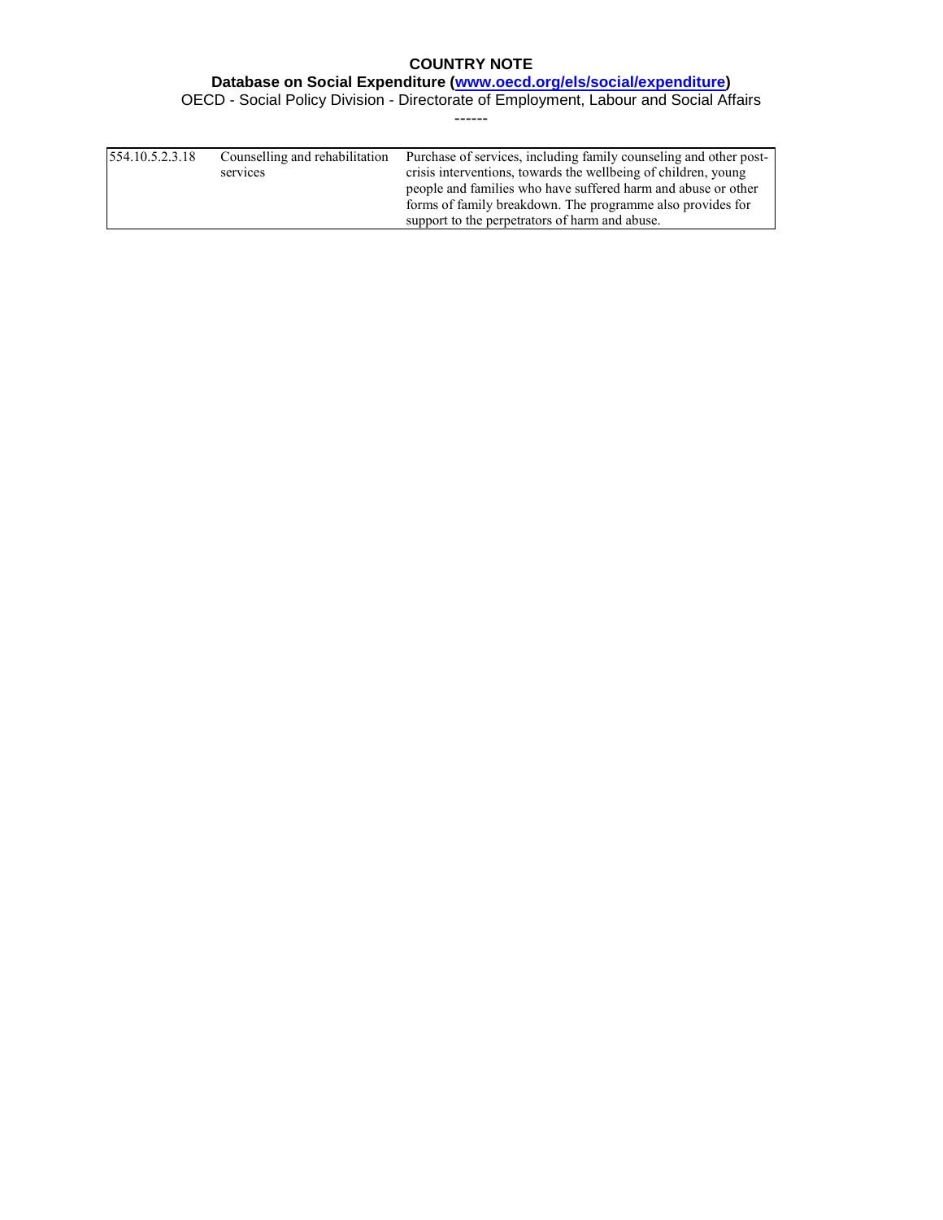| | | |
|---|---|---|
| 554.10.5.2.3.18 | Counselling and rehabilitation services | Purchase of services, including family counseling and other post-crisis interventions, towards the wellbeing of children, young people and families who have suffered harm and abuse or other forms of family breakdown. The programme also provides for support to the perpetrators of harm and abuse. |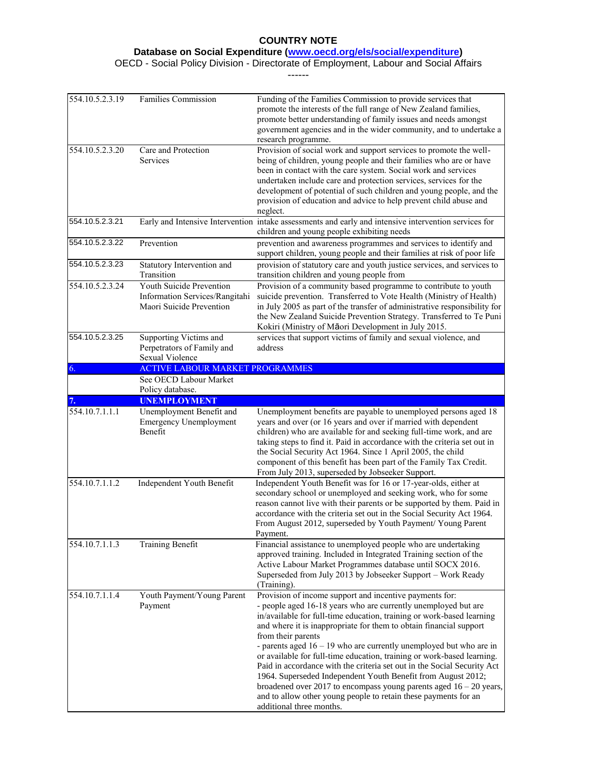**COUNTRY NOTE**

**Database on Social Expenditure (www.oecd.org/els/social/expenditure)**

OECD - Social Policy Division - Directorate of Employment, Labour and Social Affairs

------

| | | |
|---|---|---|
| 554.10.5.2.3.19 | Families Commission | Funding of the Families Commission to provide services that promote the interests of the full range of New Zealand families, promote better understanding of family issues and needs amongst government agencies and in the wider community, and to undertake a research programme. |
| 554.10.5.2.3.20 | Care and Protection Services | Provision of social work and support services to promote the well-being of children, young people and their families who are or have been in contact with the care system. Social work and services undertaken include care and protection services, services for the development of potential of such children and young people, and the provision of education and advice to help prevent child abuse and neglect. |
| 554.10.5.2.3.21 | Early and Intensive Intervention | intake assessments and early and intensive intervention services for children and young people exhibiting needs |
| 554.10.5.2.3.22 | Prevention | prevention and awareness programmes and services to identify and support children, young people and their families at risk of poor life |
| 554.10.5.2.3.23 | Statutory Intervention and Transition | provision of statutory care and youth justice services, and services to transition children and young people from |
| 554.10.5.2.3.24 | Youth Suicide Prevention Information Services/Rangitahi Maori Suicide Prevention | Provision of a community based programme to contribute to youth suicide prevention. Transferred to Vote Health (Ministry of Health) in July 2005 as part of the transfer of administrative responsibility for the New Zealand Suicide Prevention Strategy. Transferred to Te Puni Kokiri (Ministry of Māori Development in July 2015. |
| 554.10.5.2.3.25 | Supporting Victims and Perpetrators of Family and Sexual Violence | services that support victims of family and sexual violence, and address |
| 6. | ACTIVE LABOUR MARKET PROGRAMMES | |
| | See OECD Labour Market Policy database. | |
| **7.** | **UNEMPLOYMENT** | |
| 554.10.7.1.1.1 | Unemployment Benefit and Emergency Unemployment Benefit | Unemployment benefits are payable to unemployed persons aged 18 years and over (or 16 years and over if married with dependent children) who are available for and seeking full-time work, and are taking steps to find it. Paid in accordance with the criteria set out in the Social Security Act 1964. Since 1 April 2005, the child component of this benefit has been part of the Family Tax Credit. From July 2013, superseded by Jobseeker Support. |
| 554.10.7.1.1.2 | Independent Youth Benefit | Independent Youth Benefit was for 16 or 17-year-olds, either at secondary school or unemployed and seeking work, who for some reason cannot live with their parents or be supported by them. Paid in accordance with the criteria set out in the Social Security Act 1964. From August 2012, superseded by Youth Payment/ Young Parent Payment. |
| 554.10.7.1.1.3 | Training Benefit | Financial assistance to unemployed people who are undertaking approved training. Included in Integrated Training section of the Active Labour Market Programmes database until SOCX 2016. Superseded from July 2013 by Jobseeker Support – Work Ready (Training). |
| 554.10.7.1.1.4 | Youth Payment/Young Parent Payment | Provision of income support and incentive payments for:<br>- people aged 16-18 years who are currently unemployed but are in/available for full-time education, training or work-based learning and where it is inappropriate for them to obtain financial support from their parents<br>- parents aged 16 – 19 who are currently unemployed but who are in or available for full-time education, training or work-based learning. Paid in accordance with the criteria set out in the Social Security Act 1964. Superseded Independent Youth Benefit from August 2012; broadened over 2017 to encompass young parents aged 16 – 20 years, and to allow other young people to retain these payments for an additional three months. |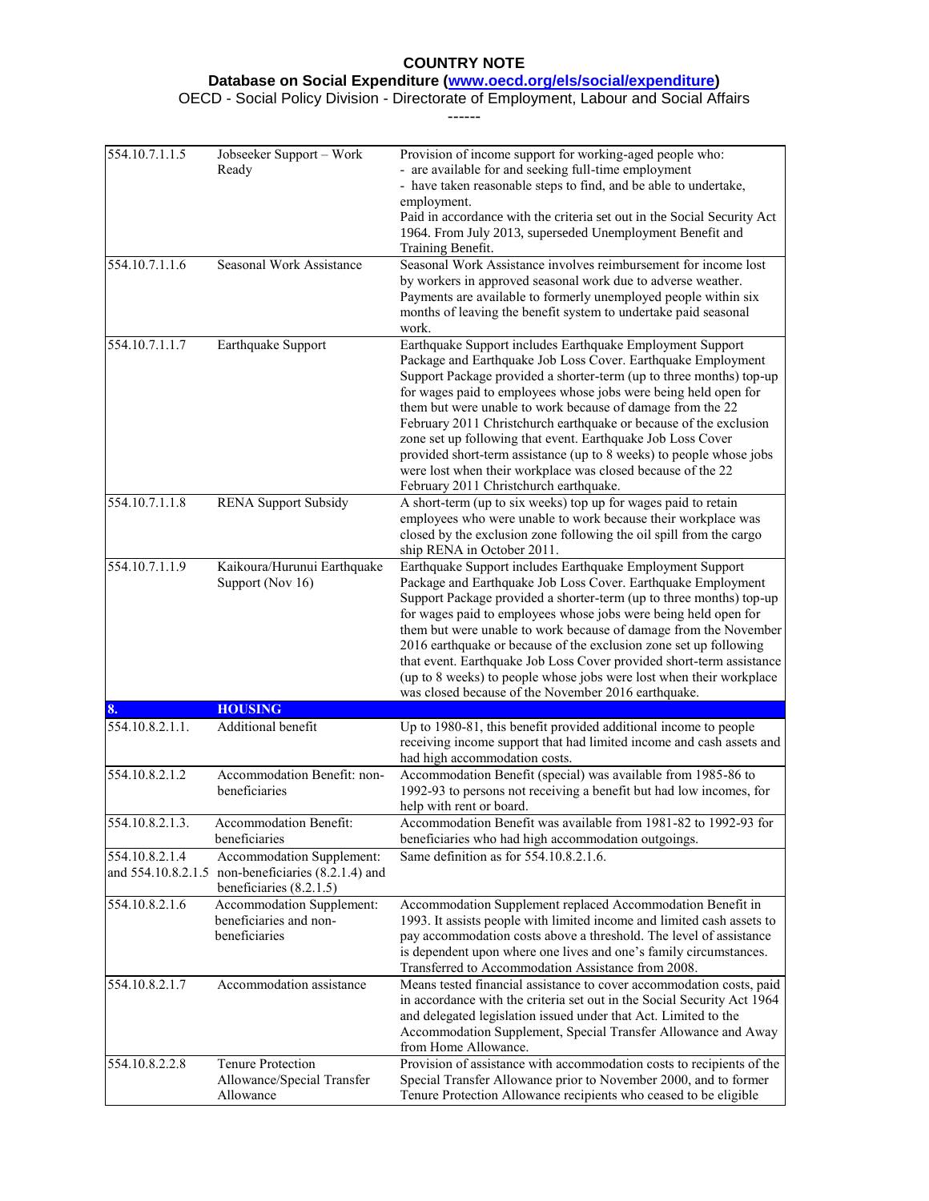| | | |
|---|---|---|
| 554.10.7.1.1.5 | Jobseeker Support – Work Ready | Provision of income support for working-aged people who:<br>- are available for and seeking full-time employment<br>- have taken reasonable steps to find, and be able to undertake, employment.<br>Paid in accordance with the criteria set out in the Social Security Act 1964. From July 2013, superseded Unemployment Benefit and Training Benefit. |
| 554.10.7.1.1.6 | Seasonal Work Assistance | Seasonal Work Assistance involves reimbursement for income lost by workers in approved seasonal work due to adverse weather. Payments are available to formerly unemployed people within six months of leaving the benefit system to undertake paid seasonal work. |
| 554.10.7.1.1.7 | Earthquake Support | Earthquake Support includes Earthquake Employment Support Package and Earthquake Job Loss Cover. Earthquake Employment Support Package provided a shorter-term (up to three months) top-up for wages paid to employees whose jobs were being held open for them but were unable to work because of damage from the 22 February 2011 Christchurch earthquake or because of the exclusion zone set up following that event. Earthquake Job Loss Cover provided short-term assistance (up to 8 weeks) to people whose jobs were lost when their workplace was closed because of the 22 February 2011 Christchurch earthquake. |
| 554.10.7.1.1.8 | RENA Support Subsidy | A short-term (up to six weeks) top up for wages paid to retain employees who were unable to work because their workplace was closed by the exclusion zone following the oil spill from the cargo ship RENA in October 2011. |
| 554.10.7.1.1.9 | Kaikoura/Hurunui Earthquake Support (Nov 16) | Earthquake Support includes Earthquake Employment Support Package and Earthquake Job Loss Cover. Earthquake Employment Support Package provided a shorter-term (up to three months) top-up for wages paid to employees whose jobs were being held open for them but were unable to work because of damage from the November 2016 earthquake or because of the exclusion zone set up following that event. Earthquake Job Loss Cover provided short-term assistance (up to 8 weeks) to people whose jobs were lost when their workplace was closed because of the November 2016 earthquake. |
| **8.** | **HOUSING** | |
| 554.10.8.2.1.1. | Additional benefit | Up to 1980-81, this benefit provided additional income to people receiving income support that had limited income and cash assets and had high accommodation costs. |
| 554.10.8.2.1.2 | Accommodation Benefit: non-beneficiaries | Accommodation Benefit (special) was available from 1985-86 to 1992-93 to persons not receiving a benefit but had low incomes, for help with rent or board. |
| 554.10.8.2.1.3. | Accommodation Benefit: beneficiaries | Accommodation Benefit was available from 1981-82 to 1992-93 for beneficiaries who had high accommodation outgoings. |
| 554.10.8.2.1.4 and 554.10.8.2.1.5 | Accommodation Supplement: non-beneficiaries (8.2.1.4) and beneficiaries (8.2.1.5) | Same definition as for 554.10.8.2.1.6. |
| 554.10.8.2.1.6 | Accommodation Supplement: beneficiaries and non-beneficiaries | Accommodation Supplement replaced Accommodation Benefit in 1993. It assists people with limited income and limited cash assets to pay accommodation costs above a threshold. The level of assistance is dependent upon where one lives and one's family circumstances. Transferred to Accommodation Assistance from 2008. |
| 554.10.8.2.1.7 | Accommodation assistance | Means tested financial assistance to cover accommodation costs, paid in accordance with the criteria set out in the Social Security Act 1964 and delegated legislation issued under that Act. Limited to the Accommodation Supplement, Special Transfer Allowance and Away from Home Allowance. |
| 554.10.8.2.2.8 | Tenure Protection Allowance/Special Transfer Allowance | Provision of assistance with accommodation costs to recipients of the Special Transfer Allowance prior to November 2000, and to former Tenure Protection Allowance recipients who ceased to be eligible |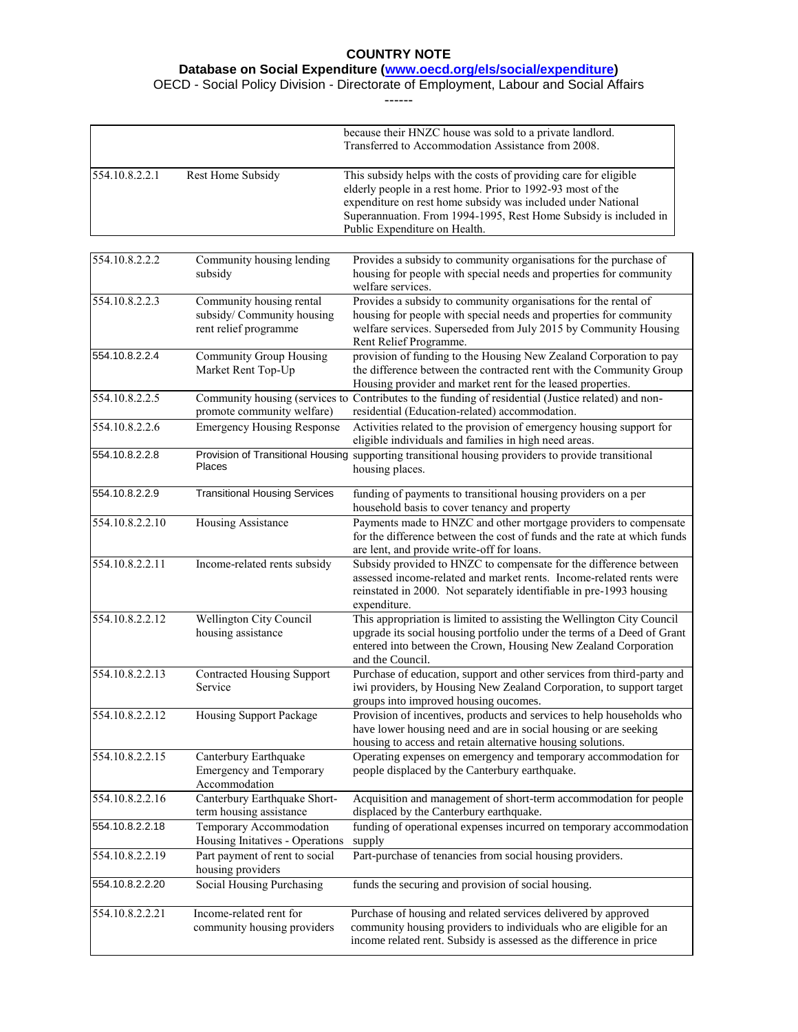| | | |
|---|---|---|
| | | because their HNZC house was sold to a private landlord. Transferred to Accommodation Assistance from 2008. |
| 554.10.8.2.2.1 | Rest Home Subsidy | This subsidy helps with the costs of providing care for eligible elderly people in a rest home. Prior to 1992-93 most of the expenditure on rest home subsidy was included under National Superannuation. From 1994-1995, Rest Home Subsidy is included in Public Expenditure on Health. |
| 554.10.8.2.2.2 | Community housing lending subsidy | Provides a subsidy to community organisations for the purchase of housing for people with special needs and properties for community welfare services. |
| 554.10.8.2.2.3 | Community housing rental subsidy/ Community housing rent relief programme | Provides a subsidy to community organisations for the rental of housing for people with special needs and properties for community welfare services. Superseded from July 2015 by Community Housing Rent Relief Programme. |
| 554.10.8.2.2.4 | Community Group Housing Market Rent Top-Up | provision of funding to the Housing New Zealand Corporation to pay the difference between the contracted rent with the Community Group Housing provider and market rent for the leased properties. |
| 554.10.8.2.2.5 | Community housing (services to promote community welfare) | Contributes to the funding of residential (Justice related) and non-residential (Education-related) accommodation. |
| 554.10.8.2.2.6 | Emergency Housing Response | Activities related to the provision of emergency housing support for eligible individuals and families in high need areas. |
| 554.10.8.2.2.8 | Provision of Transitional Housing Places | supporting transitional housing providers to provide transitional housing places. |
| 554.10.8.2.2.9 | Transitional Housing Services | funding of payments to transitional housing providers on a per household basis to cover tenancy and property |
| 554.10.8.2.2.10 | Housing Assistance | Payments made to HNZC and other mortgage providers to compensate for the difference between the cost of funds and the rate at which funds are lent, and provide write-off for loans. |
| 554.10.8.2.2.11 | Income-related rents subsidy | Subsidy provided to HNZC to compensate for the difference between assessed income-related and market rents. Income-related rents were reinstated in 2000. Not separately identifiable in pre-1993 housing expenditure. |
| 554.10.8.2.2.12 | Wellington City Council housing assistance | This appropriation is limited to assisting the Wellington City Council upgrade its social housing portfolio under the terms of a Deed of Grant entered into between the Crown, Housing New Zealand Corporation and the Council. |
| 554.10.8.2.2.13 | Contracted Housing Support Service | Purchase of education, support and other services from third-party and iwi providers, by Housing New Zealand Corporation, to support target groups into improved housing oucomes. |
| 554.10.8.2.2.12 | Housing Support Package | Provision of incentives, products and services to help households who have lower housing need and are in social housing or are seeking housing to access and retain alternative housing solutions. |
| 554.10.8.2.2.15 | Canterbury Earthquake Emergency and Temporary Accommodation | Operating expenses on emergency and temporary accommodation for people displaced by the Canterbury earthquake. |
| 554.10.8.2.2.16 | Canterbury Earthquake Short-term housing assistance | Acquisition and management of short-term accommodation for people displaced by the Canterbury earthquake. |
| 554.10.8.2.2.18 | Temporary Accommodation Housing Initatives - Operations | funding of operational expenses incurred on temporary accommodation supply |
| 554.10.8.2.2.19 | Part payment of rent to social housing providers | Part-purchase of tenancies from social housing providers. |
| 554.10.8.2.2.20 | Social Housing Purchasing | funds the securing and provision of social housing. |
| 554.10.8.2.2.21 | Income-related rent for community housing providers | Purchase of housing and related services delivered by approved community housing providers to individuals who are eligible for an income related rent. Subsidy is assessed as the difference in price |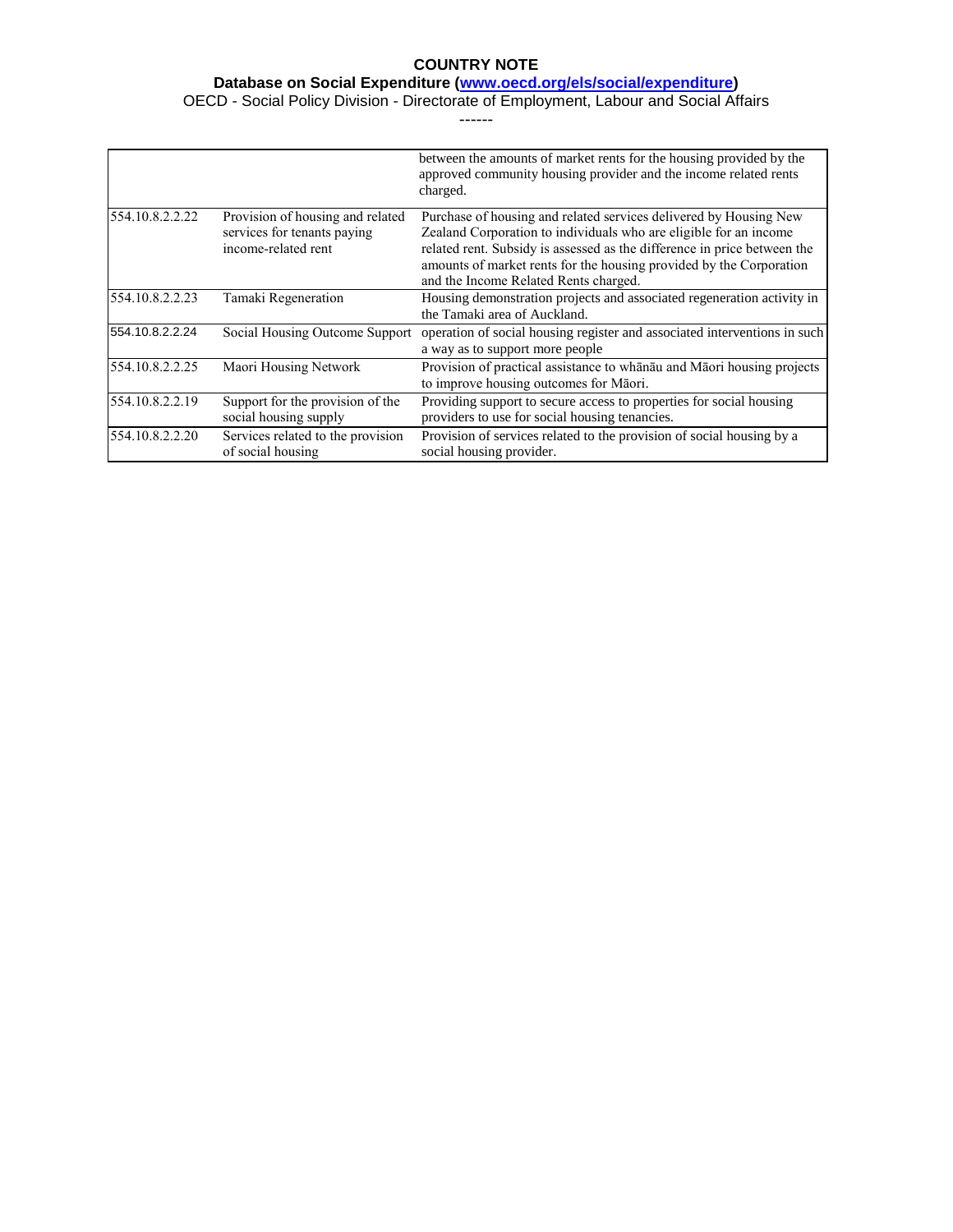**COUNTRY NOTE**

**Database on Social Expenditure (www.oecd.org/els/social/expenditure)**

OECD - Social Policy Division - Directorate of Employment, Labour and Social Affairs

------

| | | |
|---|---|---|
| | | between the amounts of market rents for the housing provided by the approved community housing provider and the income related rents charged. |
| 554.10.8.2.2.22 | Provision of housing and related services for tenants paying income-related rent | Purchase of housing and related services delivered by Housing New Zealand Corporation to individuals who are eligible for an income related rent. Subsidy is assessed as the difference in price between the amounts of market rents for the housing provided by the Corporation and the Income Related Rents charged. |
| 554.10.8.2.2.23 | Tamaki Regeneration | Housing demonstration projects and associated regeneration activity in the Tamaki area of Auckland. |
| 554.10.8.2.2.24 | Social Housing Outcome Support | operation of social housing register and associated interventions in such a way as to support more people |
| 554.10.8.2.2.25 | Maori Housing Network | Provision of practical assistance to whānāu and Māori housing projects to improve housing outcomes for Māori. |
| 554.10.8.2.2.19 | Support for the provision of the social housing supply | Providing support to secure access to properties for social housing providers to use for social housing tenancies. |
| 554.10.8.2.2.20 | Services related to the provision of social housing | Provision of services related to the provision of social housing by a social housing provider. |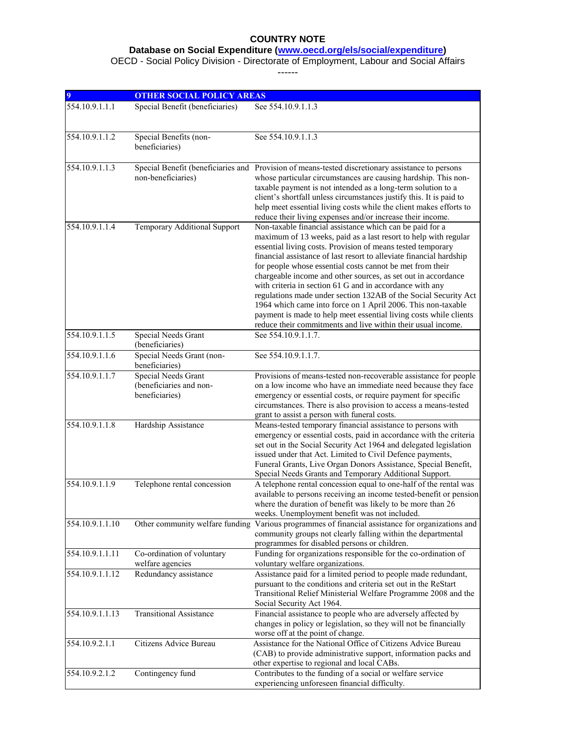**COUNTRY NOTE**

**Database on Social Expenditure (www.oecd.org/els/social/expenditure)**

OECD - Social Policy Division - Directorate of Employment, Labour and Social Affairs

------

| 9 | OTHER SOCIAL POLICY AREAS | |
|---|---|---|
| 554.10.9.1.1.1 | Special Benefit (beneficiaries) | See 554.10.9.1.1.3 |
| 554.10.9.1.1.2 | Special Benefits (non-beneficiaries) | See 554.10.9.1.1.3 |
| 554.10.9.1.1.3 | Special Benefit (beneficiaries and non-beneficiaries) | Provision of means-tested discretionary assistance to persons whose particular circumstances are causing hardship. This non-taxable payment is not intended as a long-term solution to a client's shortfall unless circumstances justify this. It is paid to help meet essential living costs while the client makes efforts to reduce their living expenses and/or increase their income. |
| 554.10.9.1.1.4 | Temporary Additional Support | Non-taxable financial assistance which can be paid for a maximum of 13 weeks, paid as a last resort to help with regular essential living costs. Provision of means tested temporary financial assistance of last resort to alleviate financial hardship for people whose essential costs cannot be met from their chargeable income and other sources, as set out in accordance with criteria in section 61 G and in accordance with any regulations made under section 132AB of the Social Security Act 1964 which came into force on 1 April 2006. This non-taxable payment is made to help meet essential living costs while clients reduce their commitments and live within their usual income. |
| 554.10.9.1.1.5 | Special Needs Grant (beneficiaries) | See 554.10.9.1.1.7. |
| 554.10.9.1.1.6 | Special Needs Grant (non-beneficiaries) | See 554.10.9.1.1.7. |
| 554.10.9.1.1.7 | Special Needs Grant (beneficiaries and non-beneficiaries) | Provisions of means-tested non-recoverable assistance for people on a low income who have an immediate need because they face emergency or essential costs, or require payment for specific circumstances. There is also provision to access a means-tested grant to assist a person with funeral costs. |
| 554.10.9.1.1.8 | Hardship Assistance | Means-tested temporary financial assistance to persons with emergency or essential costs, paid in accordance with the criteria set out in the Social Security Act 1964 and delegated legislation issued under that Act. Limited to Civil Defence payments, Funeral Grants, Live Organ Donors Assistance, Special Benefit, Special Needs Grants and Temporary Additional Support. |
| 554.10.9.1.1.9 | Telephone rental concession | A telephone rental concession equal to one-half of the rental was available to persons receiving an income tested-benefit or pension where the duration of benefit was likely to be more than 26 weeks. Unemployment benefit was not included. |
| 554.10.9.1.1.10 | Other community welfare funding | Various programmes of financial assistance for organizations and community groups not clearly falling within the departmental programmes for disabled persons or children. |
| 554.10.9.1.1.11 | Co-ordination of voluntary welfare agencies | Funding for organizations responsible for the co-ordination of voluntary welfare organizations. |
| 554.10.9.1.1.12 | Redundancy assistance | Assistance paid for a limited period to people made redundant, pursuant to the conditions and criteria set out in the ReStart Transitional Relief Ministerial Welfare Programme 2008 and the Social Security Act 1964. |
| 554.10.9.1.1.13 | Transitional Assistance | Financial assistance to people who are adversely affected by changes in policy or legislation, so they will not be financially worse off at the point of change. |
| 554.10.9.2.1.1 | Citizens Advice Bureau | Assistance for the National Office of Citizens Advice Bureau (CAB) to provide administrative support, information packs and other expertise to regional and local CABs. |
| 554.10.9.2.1.2 | Contingency fund | Contributes to the funding of a social or welfare service experiencing unforeseen financial difficulty. |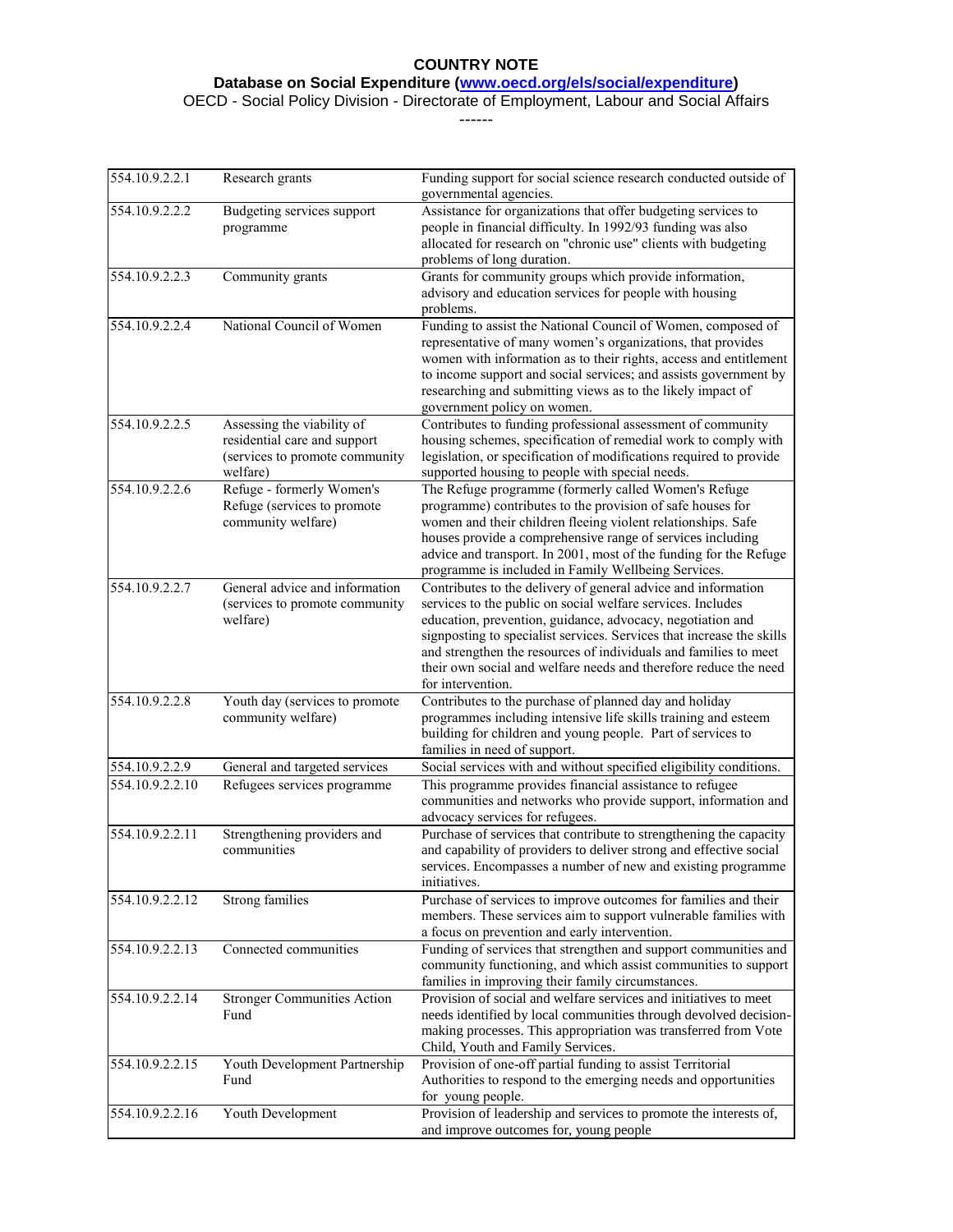**COUNTRY NOTE**

**Database on Social Expenditure (www.oecd.org/els/social/expenditure)**

OECD - Social Policy Division - Directorate of Employment, Labour and Social Affairs

------

| | | |
|---|---|---|
| 554.10.9.2.2.1 | Research grants | Funding support for social science research conducted outside of governmental agencies. |
| 554.10.9.2.2.2 | Budgeting services support programme | Assistance for organizations that offer budgeting services to people in financial difficulty. In 1992/93 funding was also allocated for research on "chronic use" clients with budgeting problems of long duration. |
| 554.10.9.2.2.3 | Community grants | Grants for community groups which provide information, advisory and education services for people with housing problems. |
| 554.10.9.2.2.4 | National Council of Women | Funding to assist the National Council of Women, composed of representative of many women's organizations, that provides women with information as to their rights, access and entitlement to income support and social services; and assists government by researching and submitting views as to the likely impact of government policy on women. |
| 554.10.9.2.2.5 | Assessing the viability of residential care and support (services to promote community welfare) | Contributes to funding professional assessment of community housing schemes, specification of remedial work to comply with legislation, or specification of modifications required to provide supported housing to people with special needs. |
| 554.10.9.2.2.6 | Refuge - formerly Women's Refuge (services to promote community welfare) | The Refuge programme (formerly called Women's Refuge programme) contributes to the provision of safe houses for women and their children fleeing violent relationships. Safe houses provide a comprehensive range of services including advice and transport. In 2001, most of the funding for the Refuge programme is included in Family Wellbeing Services. |
| 554.10.9.2.2.7 | General advice and information (services to promote community welfare) | Contributes to the delivery of general advice and information services to the public on social welfare services. Includes education, prevention, guidance, advocacy, negotiation and signposting to specialist services. Services that increase the skills and strengthen the resources of individuals and families to meet their own social and welfare needs and therefore reduce the need for intervention. |
| 554.10.9.2.2.8 | Youth day (services to promote community welfare) | Contributes to the purchase of planned day and holiday programmes including intensive life skills training and esteem building for children and young people. Part of services to families in need of support. |
| 554.10.9.2.2.9 | General and targeted services | Social services with and without specified eligibility conditions. |
| 554.10.9.2.2.10 | Refugees services programme | This programme provides financial assistance to refugee communities and networks who provide support, information and advocacy services for refugees. |
| 554.10.9.2.2.11 | Strengthening providers and communities | Purchase of services that contribute to strengthening the capacity and capability of providers to deliver strong and effective social services. Encompasses a number of new and existing programme initiatives. |
| 554.10.9.2.2.12 | Strong families | Purchase of services to improve outcomes for families and their members. These services aim to support vulnerable families with a focus on prevention and early intervention. |
| 554.10.9.2.2.13 | Connected communities | Funding of services that strengthen and support communities and community functioning, and which assist communities to support families in improving their family circumstances. |
| 554.10.9.2.2.14 | Stronger Communities Action Fund | Provision of social and welfare services and initiatives to meet needs identified by local communities through devolved decision-making processes. This appropriation was transferred from Vote Child, Youth and Family Services. |
| 554.10.9.2.2.15 | Youth Development Partnership Fund | Provision of one-off partial funding to assist Territorial Authorities to respond to the emerging needs and opportunities for young people. |
| 554.10.9.2.2.16 | Youth Development | Provision of leadership and services to promote the interests of, and improve outcomes for, young people |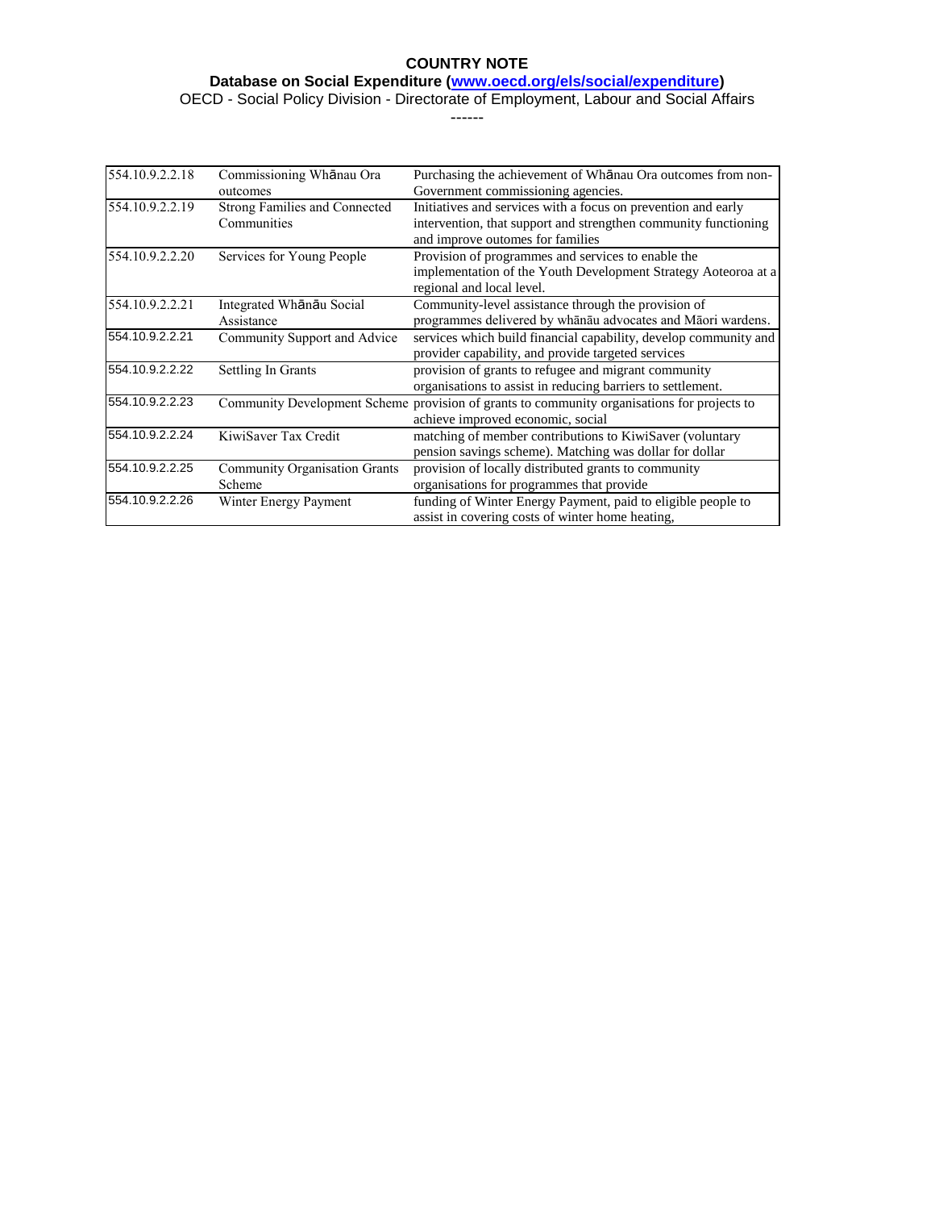**COUNTRY NOTE**

**Database on Social Expenditure ([www.oecd.org/els/social/expenditure](www.oecd.org/els/social/expenditure))**

OECD - Social Policy Division - Directorate of Employment, Labour and Social Affairs

------

| | | |
|---|---|---|
| 554.10.9.2.2.18 | Commissioning Whānau Ora outcomes | Purchasing the achievement of Whānau Ora outcomes from non-Government commissioning agencies. |
| 554.10.9.2.2.19 | Strong Families and Connected Communities | Initiatives and services with a focus on prevention and early intervention, that support and strengthen community functioning and improve outomes for families |
| 554.10.9.2.2.20 | Services for Young People | Provision of programmes and services to enable the implementation of the Youth Development Strategy Aoteoroa at a regional and local level. |
| 554.10.9.2.2.21 | Integrated Whānāu Social Assistance | Community-level assistance through the provision of programmes delivered by whānāu advocates and Māori wardens. |
| 554.10.9.2.2.21 | Community Support and Advice | services which build financial capability, develop community and provider capability, and provide targeted services |
| 554.10.9.2.2.22 | Settling In Grants | provision of grants to refugee and migrant community organisations to assist in reducing barriers to settlement. |
| 554.10.9.2.2.23 | Community Development Scheme | provision of grants to community organisations for projects to achieve improved economic, social |
| 554.10.9.2.2.24 | KiwiSaver Tax Credit | matching of member contributions to KiwiSaver (voluntary pension savings scheme). Matching was dollar for dollar |
| 554.10.9.2.2.25 | Community Organisation Grants Scheme | provision of locally distributed grants to community organisations for programmes that provide |
| 554.10.9.2.2.26 | Winter Energy Payment | funding of Winter Energy Payment, paid to eligible people to assist in covering costs of winter home heating, |